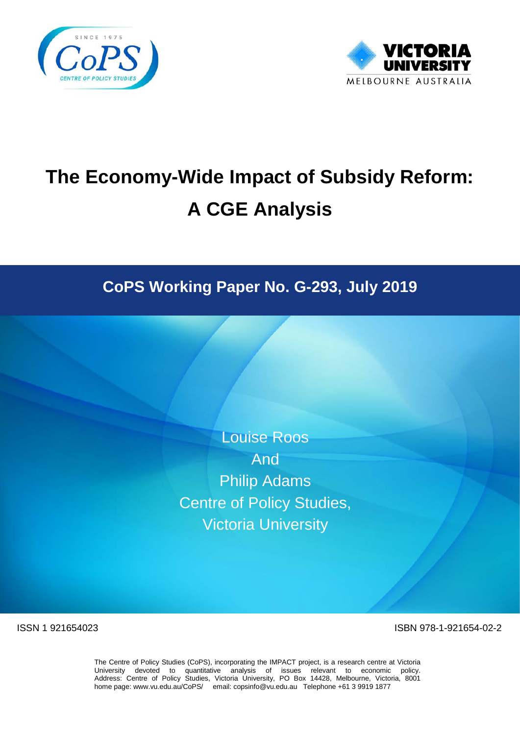# The Economy-Wide Impact of Subsidy Reform: A CGE Analysis

## CoPS Working Paper No. G-293, July 2019

Louise Roos
And
Philip Adams
Centre of Policy Studies,
Victoria University

ISSN 1 921654023

ISBN 978-1-921654-02-2

The Centre of Policy Studies (CoPS), incorporating the IMPACT project, is a research centre at Victoria University devoted to quantitative analysis of issues relevant to economic policy. Address: Centre of Policy Studies, Victoria University, PO Box 14428, Melbourne, Victoria, 8001 home page: www.vu.edu.au/CoPS/ email: copsinfo@vu.edu.au Telephone +61 3 9919 1877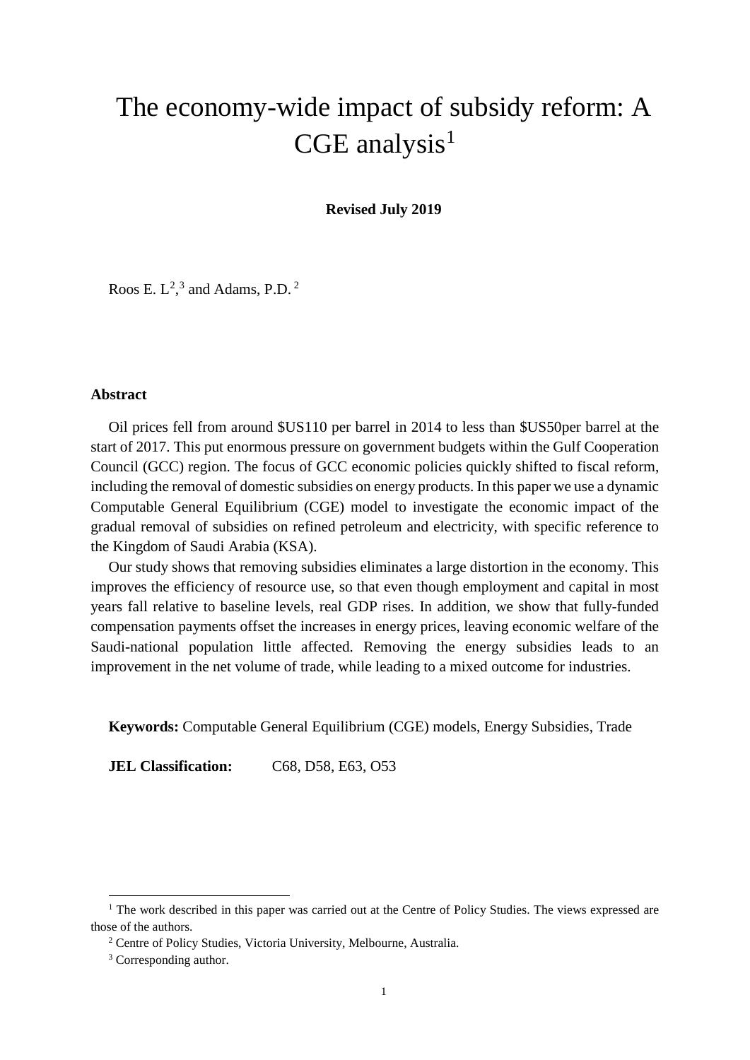# The economy-wide impact of subsidy reform: A CGE analysis[1]

**Revised July 2019**

Roos E. L[2],[3] and Adams, P.D. [2]

**Abstract**

Oil prices fell from around $US110 per barrel in 2014 to less than $US50per barrel at the start of 2017. This put enormous pressure on government budgets within the Gulf Cooperation Council (GCC) region. The focus of GCC economic policies quickly shifted to fiscal reform, including the removal of domestic subsidies on energy products. In this paper we use a dynamic Computable General Equilibrium (CGE) model to investigate the economic impact of the gradual removal of subsidies on refined petroleum and electricity, with specific reference to the Kingdom of Saudi Arabia (KSA).

Our study shows that removing subsidies eliminates a large distortion in the economy. This improves the efficiency of resource use, so that even though employment and capital in most years fall relative to baseline levels, real GDP rises. In addition, we show that fully-funded compensation payments offset the increases in energy prices, leaving economic welfare of the Saudi-national population little affected. Removing the energy subsidies leads to an improvement in the net volume of trade, while leading to a mixed outcome for industries.

**Keywords:** Computable General Equilibrium (CGE) models, Energy Subsidies, Trade

**JEL Classification:** C68, D58, E63, O53

---

[1] The work described in this paper was carried out at the Centre of Policy Studies. The views expressed are those of the authors.

[2] Centre of Policy Studies, Victoria University, Melbourne, Australia.

[3] Corresponding author.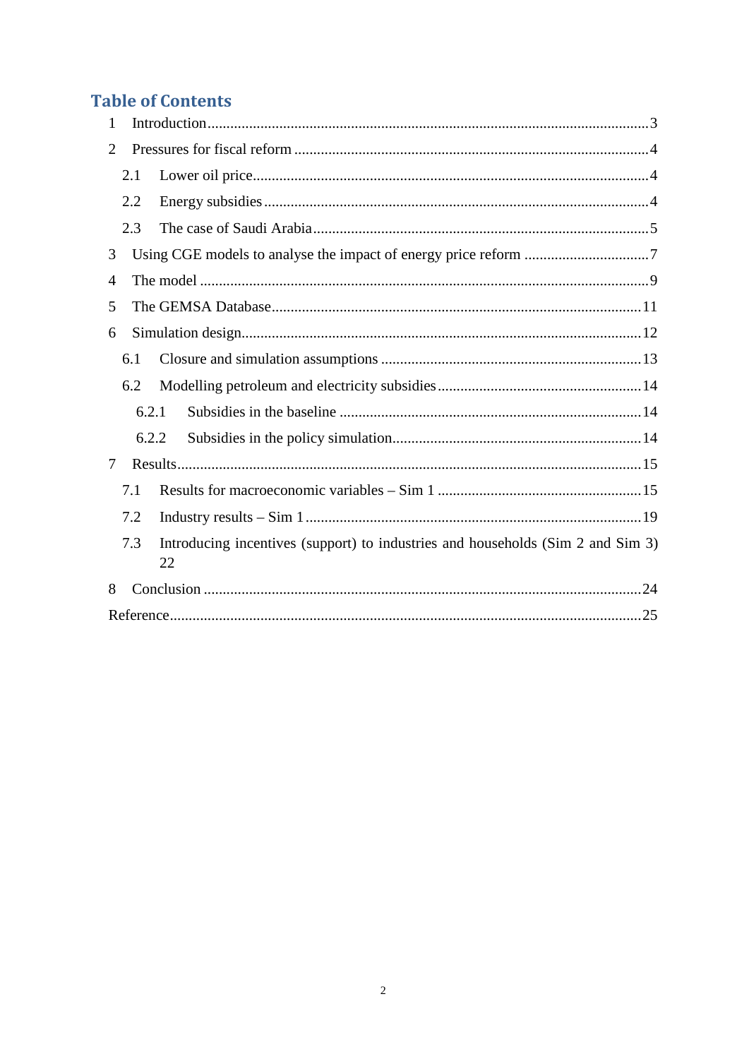# Table of Contents

1 Introduction....3

2 Pressures for fiscal reform....4

2.1 Lower oil price....4

2.2 Energy subsidies....4

2.3 The case of Saudi Arabia....5

3 Using CGE models to analyse the impact of energy price reform....7

4 The model....9

5 The GEMSA Database....11

6 Simulation design....12

6.1 Closure and simulation assumptions....13

6.2 Modelling petroleum and electricity subsidies....14

6.2.1 Subsidies in the baseline....14

6.2.2 Subsidies in the policy simulation....14

7 Results....15

7.1 Results for macroeconomic variables – Sim 1....15

7.2 Industry results – Sim 1....19

7.3 Introducing incentives (support) to industries and households (Sim 2 and Sim 3) 22

8 Conclusion....24

Reference....25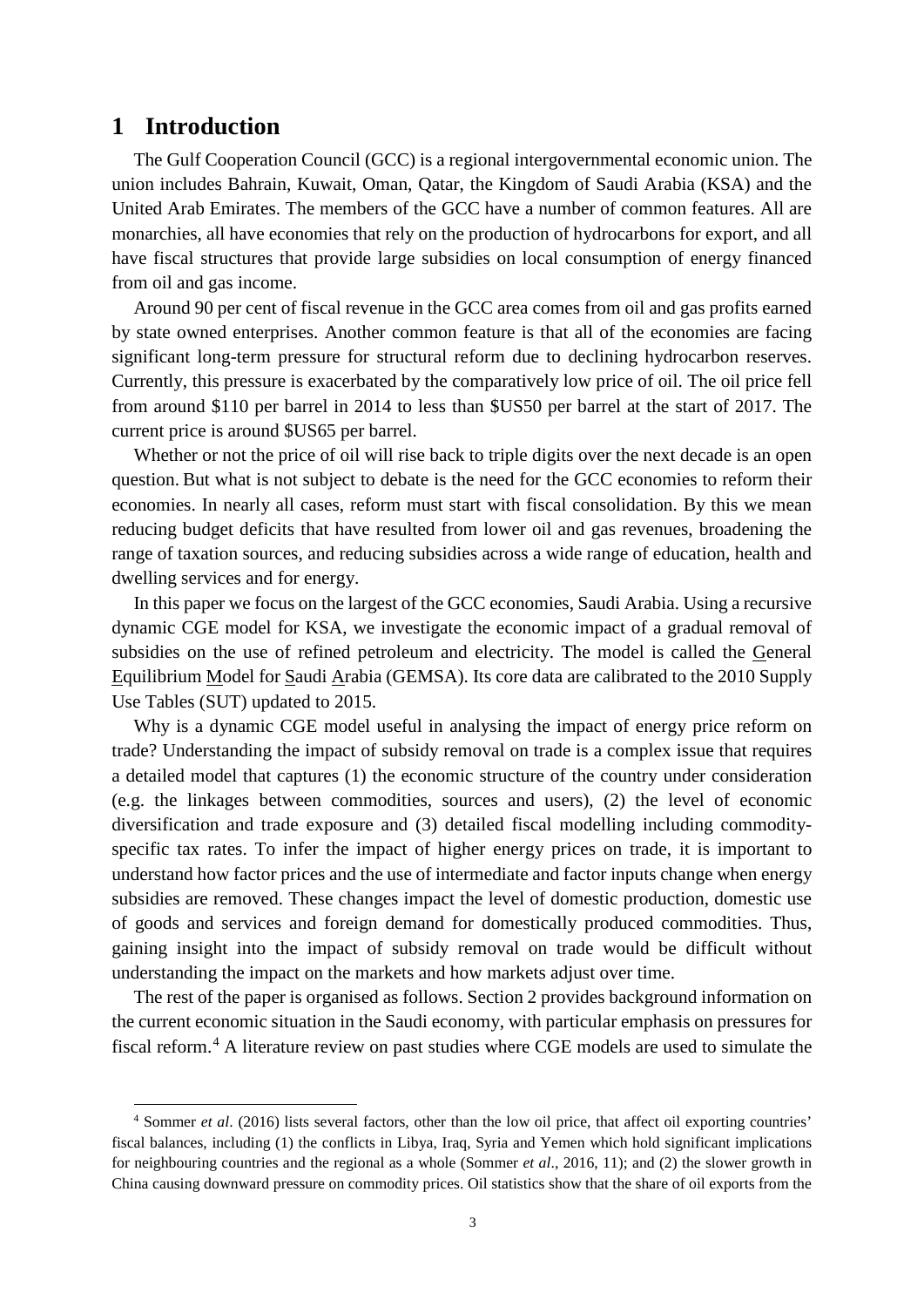# 1 Introduction

The Gulf Cooperation Council (GCC) is a regional intergovernmental economic union. The union includes Bahrain, Kuwait, Oman, Qatar, the Kingdom of Saudi Arabia (KSA) and the United Arab Emirates. The members of the GCC have a number of common features. All are monarchies, all have economies that rely on the production of hydrocarbons for export, and all have fiscal structures that provide large subsidies on local consumption of energy financed from oil and gas income.

Around 90 per cent of fiscal revenue in the GCC area comes from oil and gas profits earned by state owned enterprises. Another common feature is that all of the economies are facing significant long-term pressure for structural reform due to declining hydrocarbon reserves. Currently, this pressure is exacerbated by the comparatively low price of oil. The oil price fell from around \$110 per barrel in 2014 to less than \$US50 per barrel at the start of 2017. The current price is around \$US65 per barrel.

Whether or not the price of oil will rise back to triple digits over the next decade is an open question. But what is not subject to debate is the need for the GCC economies to reform their economies. In nearly all cases, reform must start with fiscal consolidation. By this we mean reducing budget deficits that have resulted from lower oil and gas revenues, broadening the range of taxation sources, and reducing subsidies across a wide range of education, health and dwelling services and for energy.

In this paper we focus on the largest of the GCC economies, Saudi Arabia. Using a recursive dynamic CGE model for KSA, we investigate the economic impact of a gradual removal of subsidies on the use of refined petroleum and electricity. The model is called the General Equilibrium Model for Saudi Arabia (GEMSA). Its core data are calibrated to the 2010 Supply Use Tables (SUT) updated to 2015.

Why is a dynamic CGE model useful in analysing the impact of energy price reform on trade? Understanding the impact of subsidy removal on trade is a complex issue that requires a detailed model that captures (1) the economic structure of the country under consideration (e.g. the linkages between commodities, sources and users), (2) the level of economic diversification and trade exposure and (3) detailed fiscal modelling including commodity-specific tax rates. To infer the impact of higher energy prices on trade, it is important to understand how factor prices and the use of intermediate and factor inputs change when energy subsidies are removed. These changes impact the level of domestic production, domestic use of goods and services and foreign demand for domestically produced commodities. Thus, gaining insight into the impact of subsidy removal on trade would be difficult without understanding the impact on the markets and how markets adjust over time.

The rest of the paper is organised as follows. Section 2 provides background information on the current economic situation in the Saudi economy, with particular emphasis on pressures for fiscal reform.[4] A literature review on past studies where CGE models are used to simulate the

---

[4] Sommer *et al*. (2016) lists several factors, other than the low oil price, that affect oil exporting countries' fiscal balances, including (1) the conflicts in Libya, Iraq, Syria and Yemen which hold significant implications for neighbouring countries and the regional as a whole (Sommer *et al*., 2016, 11); and (2) the slower growth in China causing downward pressure on commodity prices. Oil statistics show that the share of oil exports from the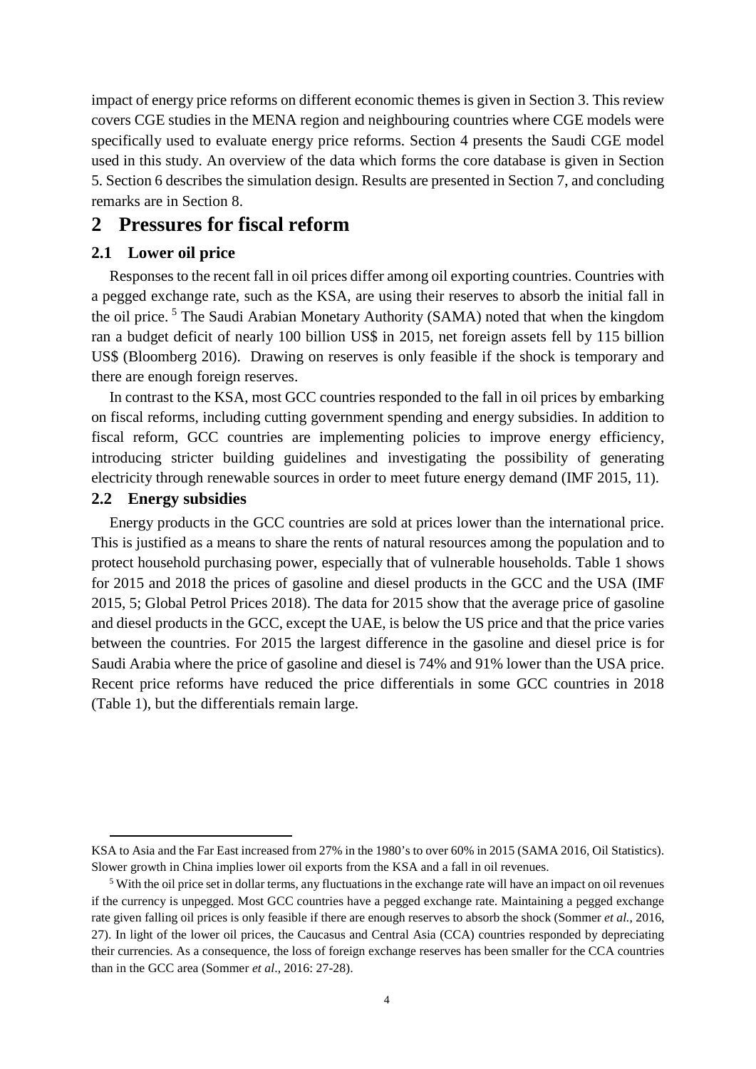impact of energy price reforms on different economic themes is given in Section 3. This review covers CGE studies in the MENA region and neighbouring countries where CGE models were specifically used to evaluate energy price reforms. Section 4 presents the Saudi CGE model used in this study. An overview of the data which forms the core database is given in Section 5. Section 6 describes the simulation design. Results are presented in Section 7, and concluding remarks are in Section 8.

# 2 Pressures for fiscal reform

## 2.1 Lower oil price

Responses to the recent fall in oil prices differ among oil exporting countries. Countries with a pegged exchange rate, such as the KSA, are using their reserves to absorb the initial fall in the oil price. [5] The Saudi Arabian Monetary Authority (SAMA) noted that when the kingdom ran a budget deficit of nearly 100 billion US$ in 2015, net foreign assets fell by 115 billion US$ (Bloomberg 2016). Drawing on reserves is only feasible if the shock is temporary and there are enough foreign reserves.

In contrast to the KSA, most GCC countries responded to the fall in oil prices by embarking on fiscal reforms, including cutting government spending and energy subsidies. In addition to fiscal reform, GCC countries are implementing policies to improve energy efficiency, introducing stricter building guidelines and investigating the possibility of generating electricity through renewable sources in order to meet future energy demand (IMF 2015, 11).

## 2.2 Energy subsidies

Energy products in the GCC countries are sold at prices lower than the international price. This is justified as a means to share the rents of natural resources among the population and to protect household purchasing power, especially that of vulnerable households. Table 1 shows for 2015 and 2018 the prices of gasoline and diesel products in the GCC and the USA (IMF 2015, 5; Global Petrol Prices 2018). The data for 2015 show that the average price of gasoline and diesel products in the GCC, except the UAE, is below the US price and that the price varies between the countries. For 2015 the largest difference in the gasoline and diesel price is for Saudi Arabia where the price of gasoline and diesel is 74% and 91% lower than the USA price. Recent price reforms have reduced the price differentials in some GCC countries in 2018 (Table 1), but the differentials remain large.

---

KSA to Asia and the Far East increased from 27% in the 1980's to over 60% in 2015 (SAMA 2016, Oil Statistics). Slower growth in China implies lower oil exports from the KSA and a fall in oil revenues.

[5] With the oil price set in dollar terms, any fluctuations in the exchange rate will have an impact on oil revenues if the currency is unpegged. Most GCC countries have a pegged exchange rate. Maintaining a pegged exchange rate given falling oil prices is only feasible if there are enough reserves to absorb the shock (Sommer *et al.*, 2016, 27). In light of the lower oil prices, the Caucasus and Central Asia (CCA) countries responded by depreciating their currencies. As a consequence, the loss of foreign exchange reserves has been smaller for the CCA countries than in the GCC area (Sommer *et al*., 2016: 27-28).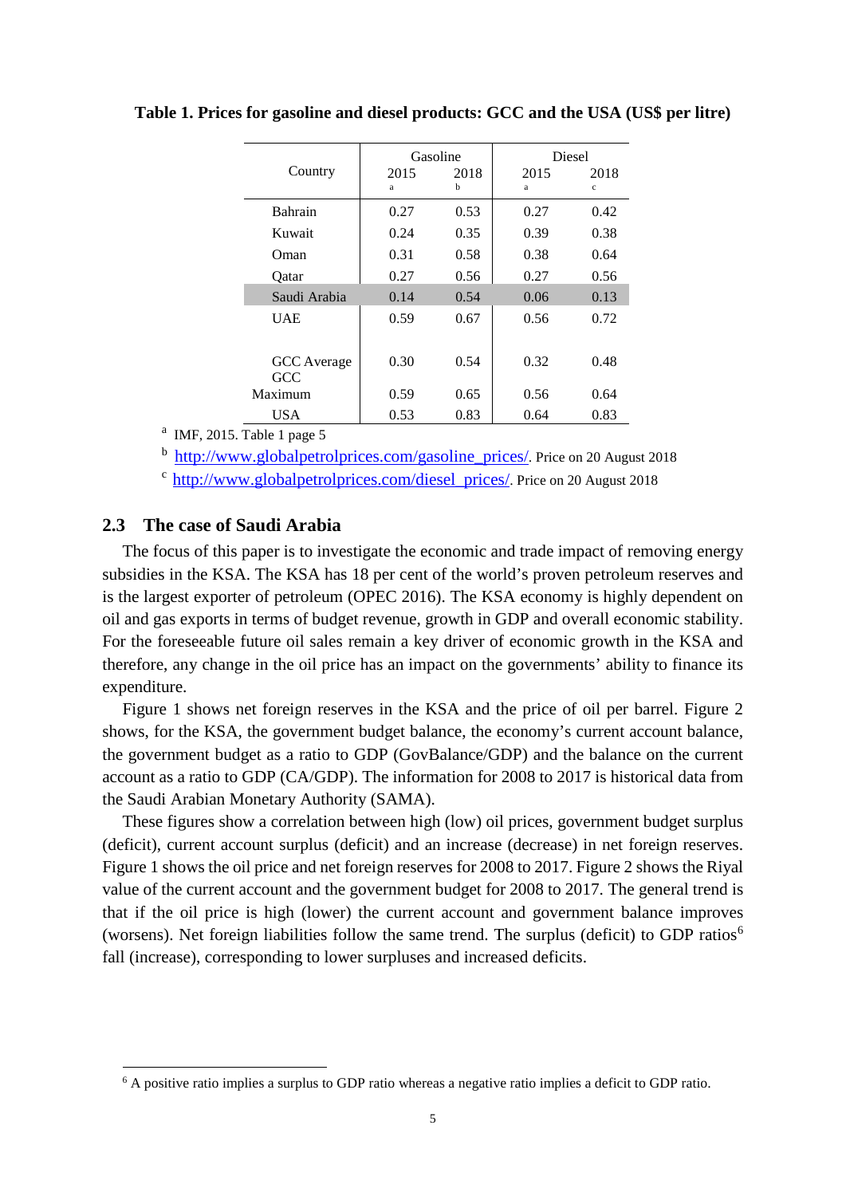**Table 1. Prices for gasoline and diesel products: GCC and the USA (US$ per litre)**

| Country | Gasoline | | Diesel | |
|---|---|---|---|---|
| | 2015 [a] | 2018 [b] | 2015 [a] | 2018 [c] |
| Bahrain | 0.27 | 0.53 | 0.27 | 0.42 |
| Kuwait | 0.24 | 0.35 | 0.39 | 0.38 |
| Oman | 0.31 | 0.58 | 0.38 | 0.64 |
| Qatar | 0.27 | 0.56 | 0.27 | 0.56 |
| Saudi Arabia | 0.14 | 0.54 | 0.06 | 0.13 |
| UAE | 0.59 | 0.67 | 0.56 | 0.72 |
| GCC Average | 0.30 | 0.54 | 0.32 | 0.48 |
| GCC Maximum | 0.59 | 0.65 | 0.56 | 0.64 |
| USA | 0.53 | 0.83 | 0.64 | 0.83 |

[a] IMF, 2015. Table 1 page 5

[b] http://www.globalpetrolprices.com/gasoline_prices/. Price on 20 August 2018

[c] http://www.globalpetrolprices.com/diesel_prices/. Price on 20 August 2018

## 2.3 The case of Saudi Arabia

The focus of this paper is to investigate the economic and trade impact of removing energy subsidies in the KSA. The KSA has 18 per cent of the world's proven petroleum reserves and is the largest exporter of petroleum (OPEC 2016). The KSA economy is highly dependent on oil and gas exports in terms of budget revenue, growth in GDP and overall economic stability. For the foreseeable future oil sales remain a key driver of economic growth in the KSA and therefore, any change in the oil price has an impact on the governments' ability to finance its expenditure.

Figure 1 shows net foreign reserves in the KSA and the price of oil per barrel. Figure 2 shows, for the KSA, the government budget balance, the economy's current account balance, the government budget as a ratio to GDP (GovBalance/GDP) and the balance on the current account as a ratio to GDP (CA/GDP). The information for 2008 to 2017 is historical data from the Saudi Arabian Monetary Authority (SAMA).

These figures show a correlation between high (low) oil prices, government budget surplus (deficit), current account surplus (deficit) and an increase (decrease) in net foreign reserves. Figure 1 shows the oil price and net foreign reserves for 2008 to 2017. Figure 2 shows the Riyal value of the current account and the government budget for 2008 to 2017. The general trend is that if the oil price is high (lower) the current account and government balance improves (worsens). Net foreign liabilities follow the same trend. The surplus (deficit) to GDP ratios[6] fall (increase), corresponding to lower surpluses and increased deficits.

[6] A positive ratio implies a surplus to GDP ratio whereas a negative ratio implies a deficit to GDP ratio.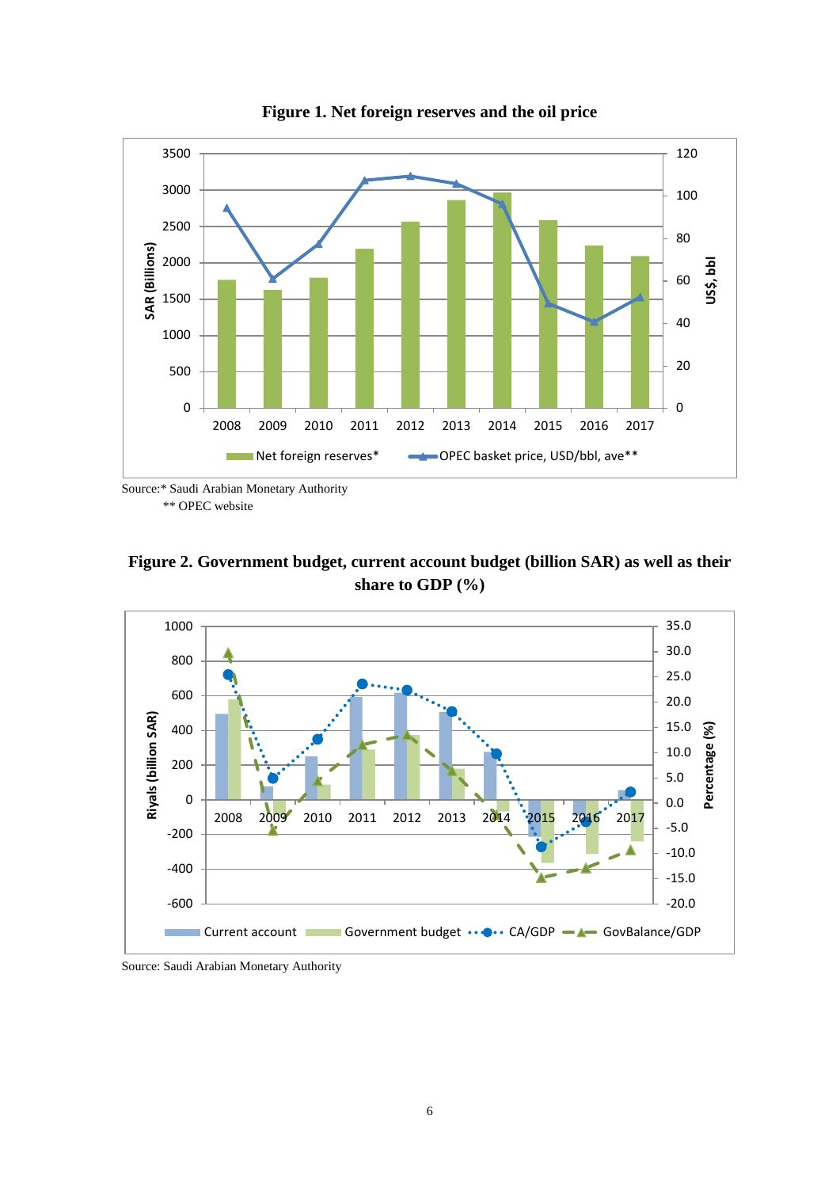**Figure 1. Net foreign reserves and the oil price**

Source:* Saudi Arabian Monetary Authority

** OPEC website

**Figure 2. Government budget, current account budget (billion SAR) as well as their share to GDP (%)**

Source: Saudi Arabian Monetary Authority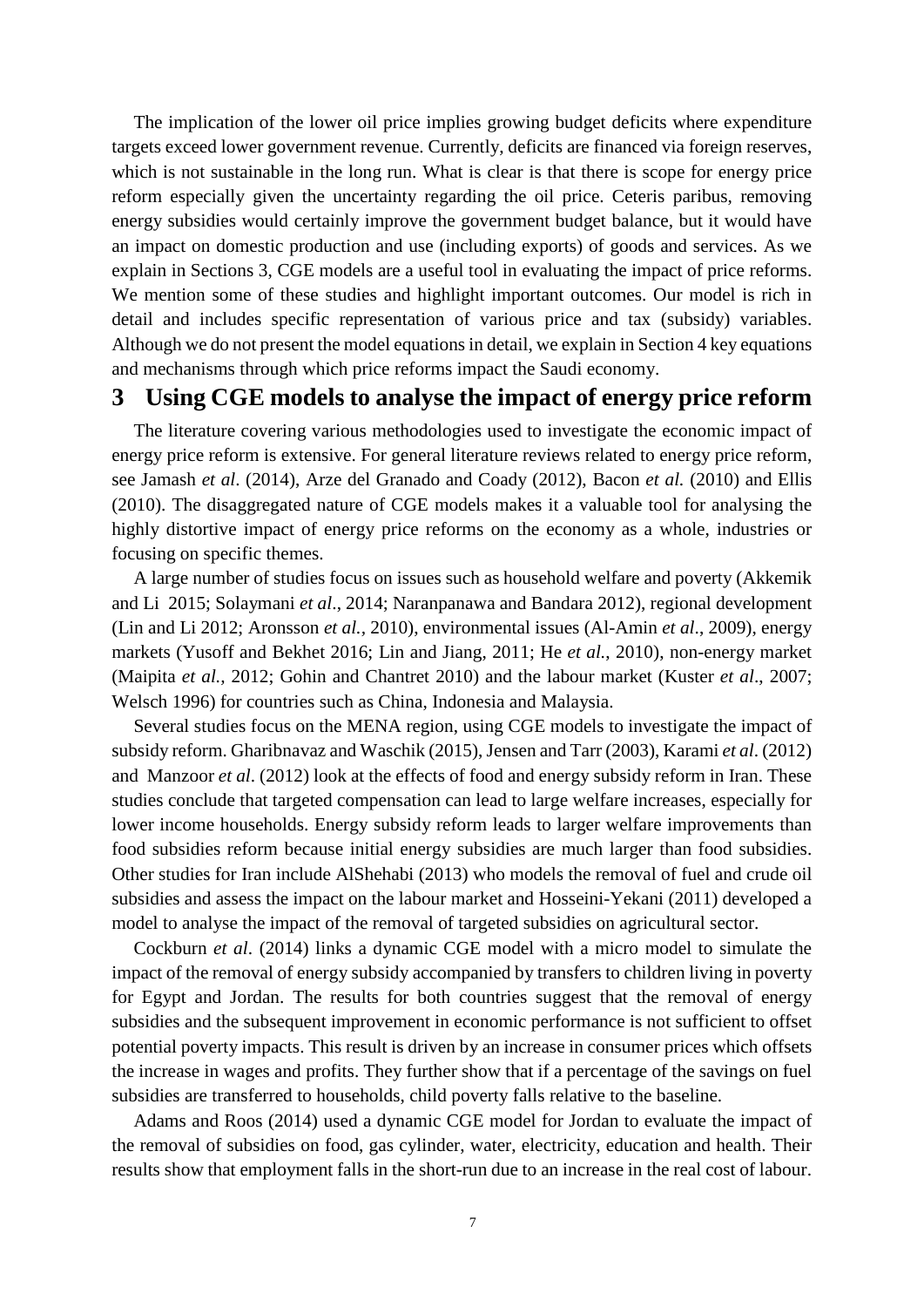The implication of the lower oil price implies growing budget deficits where expenditure targets exceed lower government revenue. Currently, deficits are financed via foreign reserves, which is not sustainable in the long run. What is clear is that there is scope for energy price reform especially given the uncertainty regarding the oil price. Ceteris paribus, removing energy subsidies would certainly improve the government budget balance, but it would have an impact on domestic production and use (including exports) of goods and services. As we explain in Sections 3, CGE models are a useful tool in evaluating the impact of price reforms. We mention some of these studies and highlight important outcomes. Our model is rich in detail and includes specific representation of various price and tax (subsidy) variables. Although we do not present the model equations in detail, we explain in Section 4 key equations and mechanisms through which price reforms impact the Saudi economy.

# 3 Using CGE models to analyse the impact of energy price reform

The literature covering various methodologies used to investigate the economic impact of energy price reform is extensive. For general literature reviews related to energy price reform, see Jamash *et al*. (2014), Arze del Granado and Coady (2012), Bacon *et al.* (2010) and Ellis (2010). The disaggregated nature of CGE models makes it a valuable tool for analysing the highly distortive impact of energy price reforms on the economy as a whole, industries or focusing on specific themes.

A large number of studies focus on issues such as household welfare and poverty (Akkemik and Li 2015; Solaymani *et al*., 2014; Naranpanawa and Bandara 2012), regional development (Lin and Li 2012; Aronsson *et al.*, 2010), environmental issues (Al-Amin *et al*., 2009), energy markets (Yusoff and Bekhet 2016; Lin and Jiang, 2011; He *et al.*, 2010), non-energy market (Maipita *et al.*, 2012; Gohin and Chantret 2010) and the labour market (Kuster *et al*., 2007; Welsch 1996) for countries such as China, Indonesia and Malaysia.

Several studies focus on the MENA region, using CGE models to investigate the impact of subsidy reform. Gharibnavaz and Waschik (2015), Jensen and Tarr (2003), Karami *et al*. (2012) and Manzoor *et al*. (2012) look at the effects of food and energy subsidy reform in Iran. These studies conclude that targeted compensation can lead to large welfare increases, especially for lower income households. Energy subsidy reform leads to larger welfare improvements than food subsidies reform because initial energy subsidies are much larger than food subsidies. Other studies for Iran include AlShehabi (2013) who models the removal of fuel and crude oil subsidies and assess the impact on the labour market and Hosseini-Yekani (2011) developed a model to analyse the impact of the removal of targeted subsidies on agricultural sector.

Cockburn *et al*. (2014) links a dynamic CGE model with a micro model to simulate the impact of the removal of energy subsidy accompanied by transfers to children living in poverty for Egypt and Jordan. The results for both countries suggest that the removal of energy subsidies and the subsequent improvement in economic performance is not sufficient to offset potential poverty impacts. This result is driven by an increase in consumer prices which offsets the increase in wages and profits. They further show that if a percentage of the savings on fuel subsidies are transferred to households, child poverty falls relative to the baseline.

Adams and Roos (2014) used a dynamic CGE model for Jordan to evaluate the impact of the removal of subsidies on food, gas cylinder, water, electricity, education and health. Their results show that employment falls in the short-run due to an increase in the real cost of labour.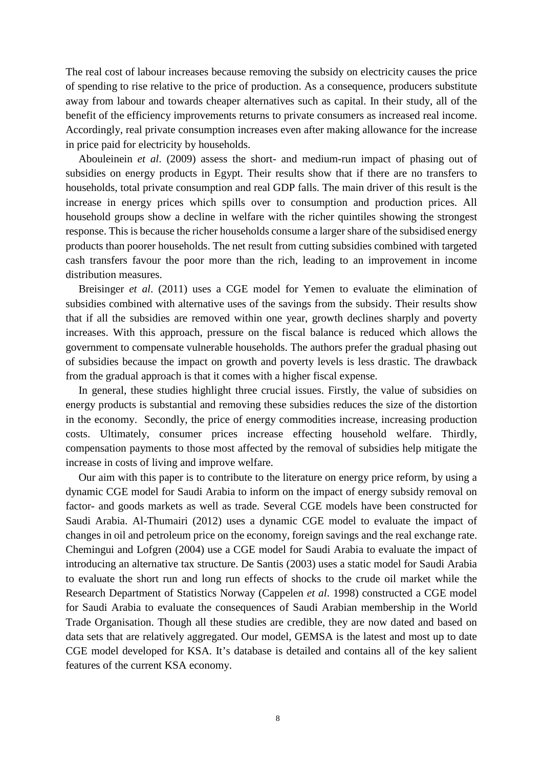The real cost of labour increases because removing the subsidy on electricity causes the price of spending to rise relative to the price of production. As a consequence, producers substitute away from labour and towards cheaper alternatives such as capital. In their study, all of the benefit of the efficiency improvements returns to private consumers as increased real income. Accordingly, real private consumption increases even after making allowance for the increase in price paid for electricity by households.

Abouleinein *et al*. (2009) assess the short- and medium-run impact of phasing out of subsidies on energy products in Egypt. Their results show that if there are no transfers to households, total private consumption and real GDP falls. The main driver of this result is the increase in energy prices which spills over to consumption and production prices. All household groups show a decline in welfare with the richer quintiles showing the strongest response. This is because the richer households consume a larger share of the subsidised energy products than poorer households. The net result from cutting subsidies combined with targeted cash transfers favour the poor more than the rich, leading to an improvement in income distribution measures.

Breisinger *et al*. (2011) uses a CGE model for Yemen to evaluate the elimination of subsidies combined with alternative uses of the savings from the subsidy. Their results show that if all the subsidies are removed within one year, growth declines sharply and poverty increases. With this approach, pressure on the fiscal balance is reduced which allows the government to compensate vulnerable households. The authors prefer the gradual phasing out of subsidies because the impact on growth and poverty levels is less drastic. The drawback from the gradual approach is that it comes with a higher fiscal expense.

In general, these studies highlight three crucial issues. Firstly, the value of subsidies on energy products is substantial and removing these subsidies reduces the size of the distortion in the economy. Secondly, the price of energy commodities increase, increasing production costs. Ultimately, consumer prices increase effecting household welfare. Thirdly, compensation payments to those most affected by the removal of subsidies help mitigate the increase in costs of living and improve welfare.

Our aim with this paper is to contribute to the literature on energy price reform, by using a dynamic CGE model for Saudi Arabia to inform on the impact of energy subsidy removal on factor- and goods markets as well as trade. Several CGE models have been constructed for Saudi Arabia. Al-Thumairi (2012) uses a dynamic CGE model to evaluate the impact of changes in oil and petroleum price on the economy, foreign savings and the real exchange rate. Chemingui and Lofgren (2004) use a CGE model for Saudi Arabia to evaluate the impact of introducing an alternative tax structure. De Santis (2003) uses a static model for Saudi Arabia to evaluate the short run and long run effects of shocks to the crude oil market while the Research Department of Statistics Norway (Cappelen *et al*. 1998) constructed a CGE model for Saudi Arabia to evaluate the consequences of Saudi Arabian membership in the World Trade Organisation. Though all these studies are credible, they are now dated and based on data sets that are relatively aggregated. Our model, GEMSA is the latest and most up to date CGE model developed for KSA. It's database is detailed and contains all of the key salient features of the current KSA economy.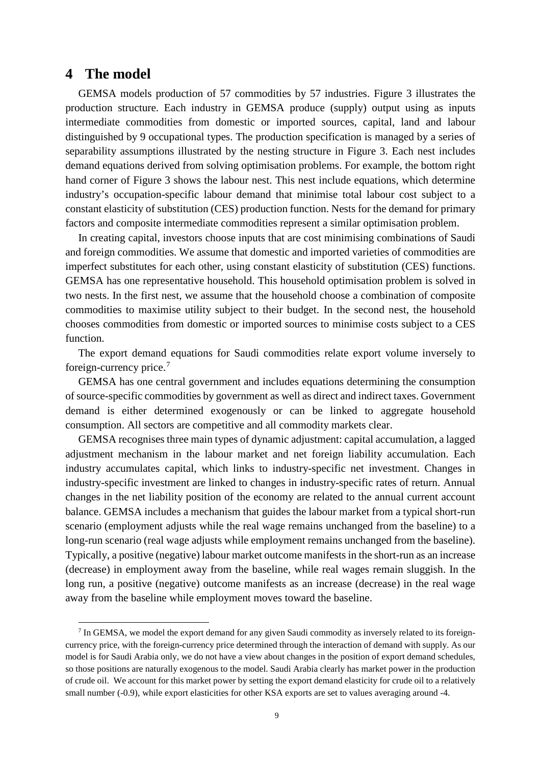# 4 The model

GEMSA models production of 57 commodities by 57 industries. Figure 3 illustrates the production structure. Each industry in GEMSA produce (supply) output using as inputs intermediate commodities from domestic or imported sources, capital, land and labour distinguished by 9 occupational types. The production specification is managed by a series of separability assumptions illustrated by the nesting structure in Figure 3. Each nest includes demand equations derived from solving optimisation problems. For example, the bottom right hand corner of Figure 3 shows the labour nest. This nest include equations, which determine industry's occupation-specific labour demand that minimise total labour cost subject to a constant elasticity of substitution (CES) production function. Nests for the demand for primary factors and composite intermediate commodities represent a similar optimisation problem.

In creating capital, investors choose inputs that are cost minimising combinations of Saudi and foreign commodities. We assume that domestic and imported varieties of commodities are imperfect substitutes for each other, using constant elasticity of substitution (CES) functions. GEMSA has one representative household. This household optimisation problem is solved in two nests. In the first nest, we assume that the household choose a combination of composite commodities to maximise utility subject to their budget. In the second nest, the household chooses commodities from domestic or imported sources to minimise costs subject to a CES function.

The export demand equations for Saudi commodities relate export volume inversely to foreign-currency price.[7]

GEMSA has one central government and includes equations determining the consumption of source-specific commodities by government as well as direct and indirect taxes. Government demand is either determined exogenously or can be linked to aggregate household consumption. All sectors are competitive and all commodity markets clear.

GEMSA recognises three main types of dynamic adjustment: capital accumulation, a lagged adjustment mechanism in the labour market and net foreign liability accumulation. Each industry accumulates capital, which links to industry-specific net investment. Changes in industry-specific investment are linked to changes in industry-specific rates of return. Annual changes in the net liability position of the economy are related to the annual current account balance. GEMSA includes a mechanism that guides the labour market from a typical short-run scenario (employment adjusts while the real wage remains unchanged from the baseline) to a long-run scenario (real wage adjusts while employment remains unchanged from the baseline). Typically, a positive (negative) labour market outcome manifests in the short-run as an increase (decrease) in employment away from the baseline, while real wages remain sluggish. In the long run, a positive (negative) outcome manifests as an increase (decrease) in the real wage away from the baseline while employment moves toward the baseline.

[7] In GEMSA, we model the export demand for any given Saudi commodity as inversely related to its foreign-currency price, with the foreign-currency price determined through the interaction of demand with supply. As our model is for Saudi Arabia only, we do not have a view about changes in the position of export demand schedules, so those positions are naturally exogenous to the model. Saudi Arabia clearly has market power in the production of crude oil. We account for this market power by setting the export demand elasticity for crude oil to a relatively small number (-0.9), while export elasticities for other KSA exports are set to values averaging around -4.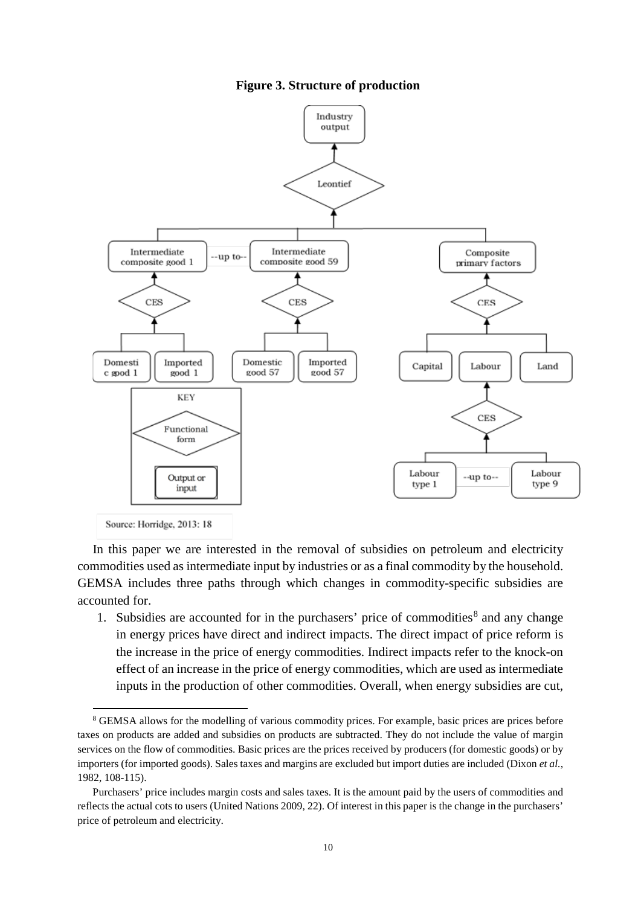**Figure 3. Structure of production**

Industry output

Leontief

Intermediate composite good 1 --up to-- Intermediate composite good 59 | Composite primary factors

CES | CES | CES

Domestic good 1 | Imported good 1 | Domestic good 57 | Imported good 57 | Capital | Labour | Land

CES

Labour type 1 --up to-- Labour type 9

KEY: Functional form; Output or input

Source: Horridge, 2013: 18

In this paper we are interested in the removal of subsidies on petroleum and electricity commodities used as intermediate input by industries or as a final commodity by the household. GEMSA includes three paths through which changes in commodity-specific subsidies are accounted for.

1. Subsidies are accounted for in the purchasers' price of commodities[8] and any change in energy prices have direct and indirect impacts. The direct impact of price reform is the increase in the price of energy commodities. Indirect impacts refer to the knock-on effect of an increase in the price of energy commodities, which are used as intermediate inputs in the production of other commodities. Overall, when energy subsidies are cut,

[8] GEMSA allows for the modelling of various commodity prices. For example, basic prices are prices before taxes on products are added and subsidies on products are subtracted. They do not include the value of margin services on the flow of commodities. Basic prices are the prices received by producers (for domestic goods) or by importers (for imported goods). Sales taxes and margins are excluded but import duties are included (Dixon *et al.*, 1982, 108-115).

Purchasers' price includes margin costs and sales taxes. It is the amount paid by the users of commodities and reflects the actual cots to users (United Nations 2009, 22). Of interest in this paper is the change in the purchasers' price of petroleum and electricity.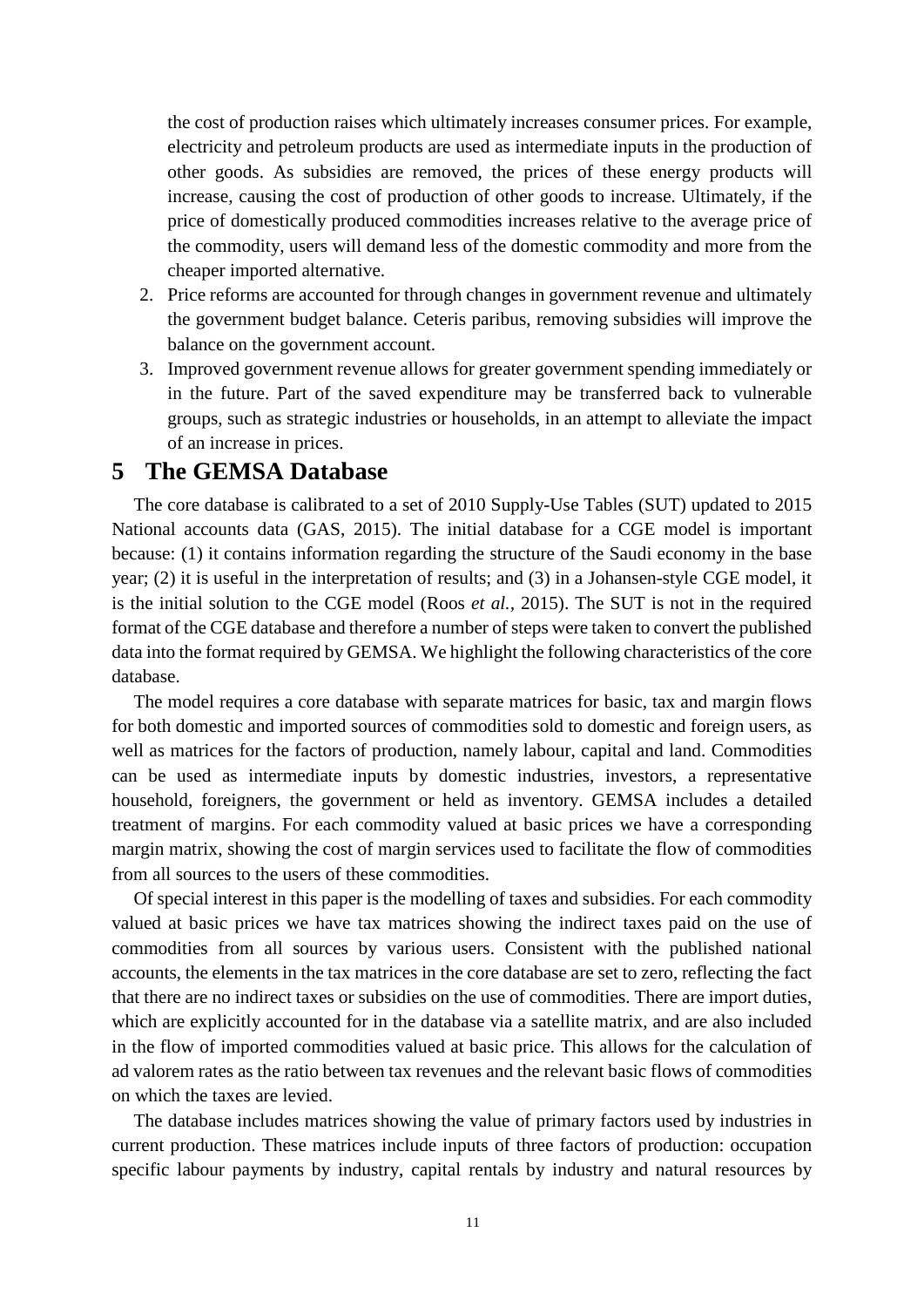the cost of production raises which ultimately increases consumer prices. For example, electricity and petroleum products are used as intermediate inputs in the production of other goods. As subsidies are removed, the prices of these energy products will increase, causing the cost of production of other goods to increase. Ultimately, if the price of domestically produced commodities increases relative to the average price of the commodity, users will demand less of the domestic commodity and more from the cheaper imported alternative.

2. Price reforms are accounted for through changes in government revenue and ultimately the government budget balance. Ceteris paribus, removing subsidies will improve the balance on the government account.
3. Improved government revenue allows for greater government spending immediately or in the future. Part of the saved expenditure may be transferred back to vulnerable groups, such as strategic industries or households, in an attempt to alleviate the impact of an increase in prices.

# 5 The GEMSA Database

The core database is calibrated to a set of 2010 Supply-Use Tables (SUT) updated to 2015 National accounts data (GAS, 2015). The initial database for a CGE model is important because: (1) it contains information regarding the structure of the Saudi economy in the base year; (2) it is useful in the interpretation of results; and (3) in a Johansen-style CGE model, it is the initial solution to the CGE model (Roos *et al.,* 2015). The SUT is not in the required format of the CGE database and therefore a number of steps were taken to convert the published data into the format required by GEMSA. We highlight the following characteristics of the core database.

The model requires a core database with separate matrices for basic, tax and margin flows for both domestic and imported sources of commodities sold to domestic and foreign users, as well as matrices for the factors of production, namely labour, capital and land. Commodities can be used as intermediate inputs by domestic industries, investors, a representative household, foreigners, the government or held as inventory. GEMSA includes a detailed treatment of margins. For each commodity valued at basic prices we have a corresponding margin matrix, showing the cost of margin services used to facilitate the flow of commodities from all sources to the users of these commodities.

Of special interest in this paper is the modelling of taxes and subsidies. For each commodity valued at basic prices we have tax matrices showing the indirect taxes paid on the use of commodities from all sources by various users. Consistent with the published national accounts, the elements in the tax matrices in the core database are set to zero, reflecting the fact that there are no indirect taxes or subsidies on the use of commodities. There are import duties, which are explicitly accounted for in the database via a satellite matrix, and are also included in the flow of imported commodities valued at basic price. This allows for the calculation of ad valorem rates as the ratio between tax revenues and the relevant basic flows of commodities on which the taxes are levied.

The database includes matrices showing the value of primary factors used by industries in current production. These matrices include inputs of three factors of production: occupation specific labour payments by industry, capital rentals by industry and natural resources by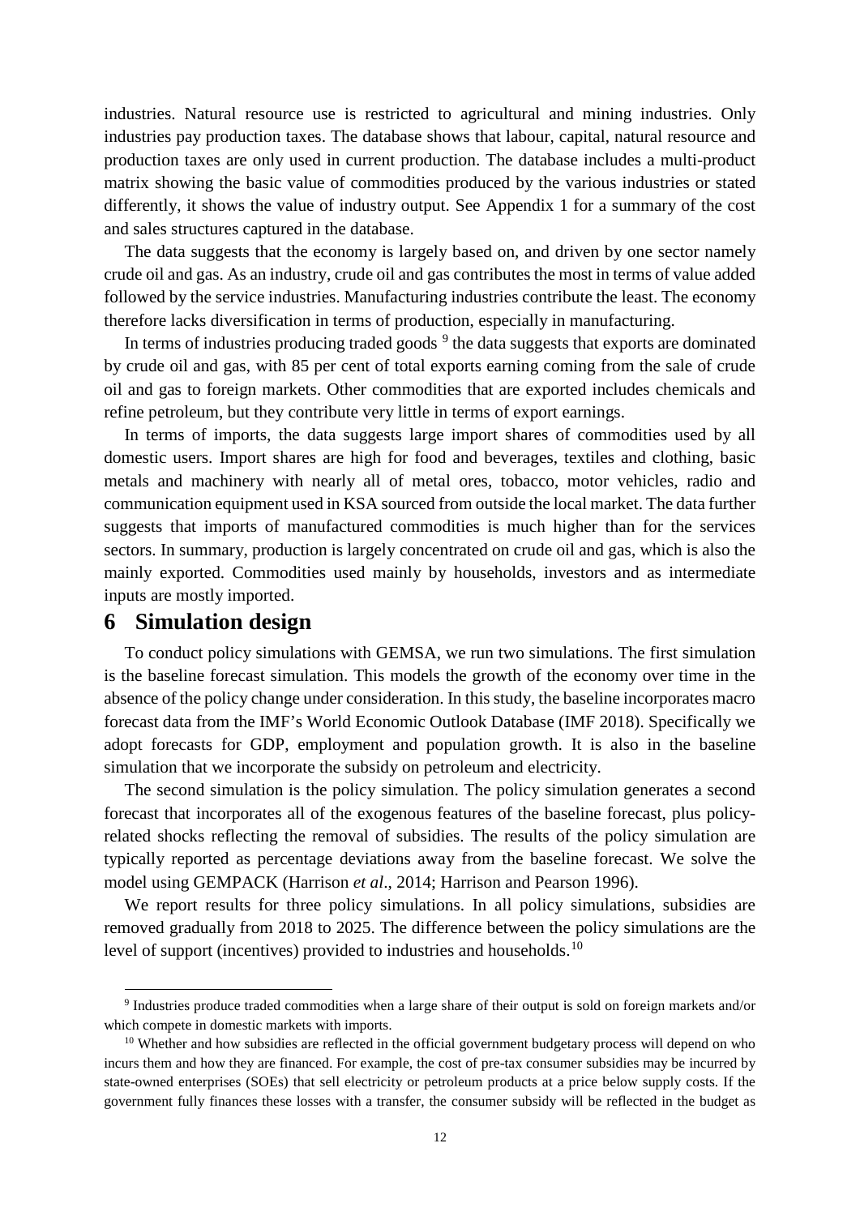industries. Natural resource use is restricted to agricultural and mining industries. Only industries pay production taxes. The database shows that labour, capital, natural resource and production taxes are only used in current production. The database includes a multi-product matrix showing the basic value of commodities produced by the various industries or stated differently, it shows the value of industry output. See Appendix 1 for a summary of the cost and sales structures captured in the database.

The data suggests that the economy is largely based on, and driven by one sector namely crude oil and gas. As an industry, crude oil and gas contributes the most in terms of value added followed by the service industries. Manufacturing industries contribute the least. The economy therefore lacks diversification in terms of production, especially in manufacturing.

In terms of industries producing traded goods [9] the data suggests that exports are dominated by crude oil and gas, with 85 per cent of total exports earning coming from the sale of crude oil and gas to foreign markets. Other commodities that are exported includes chemicals and refine petroleum, but they contribute very little in terms of export earnings.

In terms of imports, the data suggests large import shares of commodities used by all domestic users. Import shares are high for food and beverages, textiles and clothing, basic metals and machinery with nearly all of metal ores, tobacco, motor vehicles, radio and communication equipment used in KSA sourced from outside the local market. The data further suggests that imports of manufactured commodities is much higher than for the services sectors. In summary, production is largely concentrated on crude oil and gas, which is also the mainly exported. Commodities used mainly by households, investors and as intermediate inputs are mostly imported.

# 6 Simulation design

To conduct policy simulations with GEMSA, we run two simulations. The first simulation is the baseline forecast simulation. This models the growth of the economy over time in the absence of the policy change under consideration. In this study, the baseline incorporates macro forecast data from the IMF's World Economic Outlook Database (IMF 2018). Specifically we adopt forecasts for GDP, employment and population growth. It is also in the baseline simulation that we incorporate the subsidy on petroleum and electricity.

The second simulation is the policy simulation. The policy simulation generates a second forecast that incorporates all of the exogenous features of the baseline forecast, plus policy-related shocks reflecting the removal of subsidies. The results of the policy simulation are typically reported as percentage deviations away from the baseline forecast. We solve the model using GEMPACK (Harrison *et al*., 2014; Harrison and Pearson 1996).

We report results for three policy simulations. In all policy simulations, subsidies are removed gradually from 2018 to 2025. The difference between the policy simulations are the level of support (incentives) provided to industries and households.[10]

[9] Industries produce traded commodities when a large share of their output is sold on foreign markets and/or which compete in domestic markets with imports.

[10] Whether and how subsidies are reflected in the official government budgetary process will depend on who incurs them and how they are financed. For example, the cost of pre-tax consumer subsidies may be incurred by state-owned enterprises (SOEs) that sell electricity or petroleum products at a price below supply costs. If the government fully finances these losses with a transfer, the consumer subsidy will be reflected in the budget as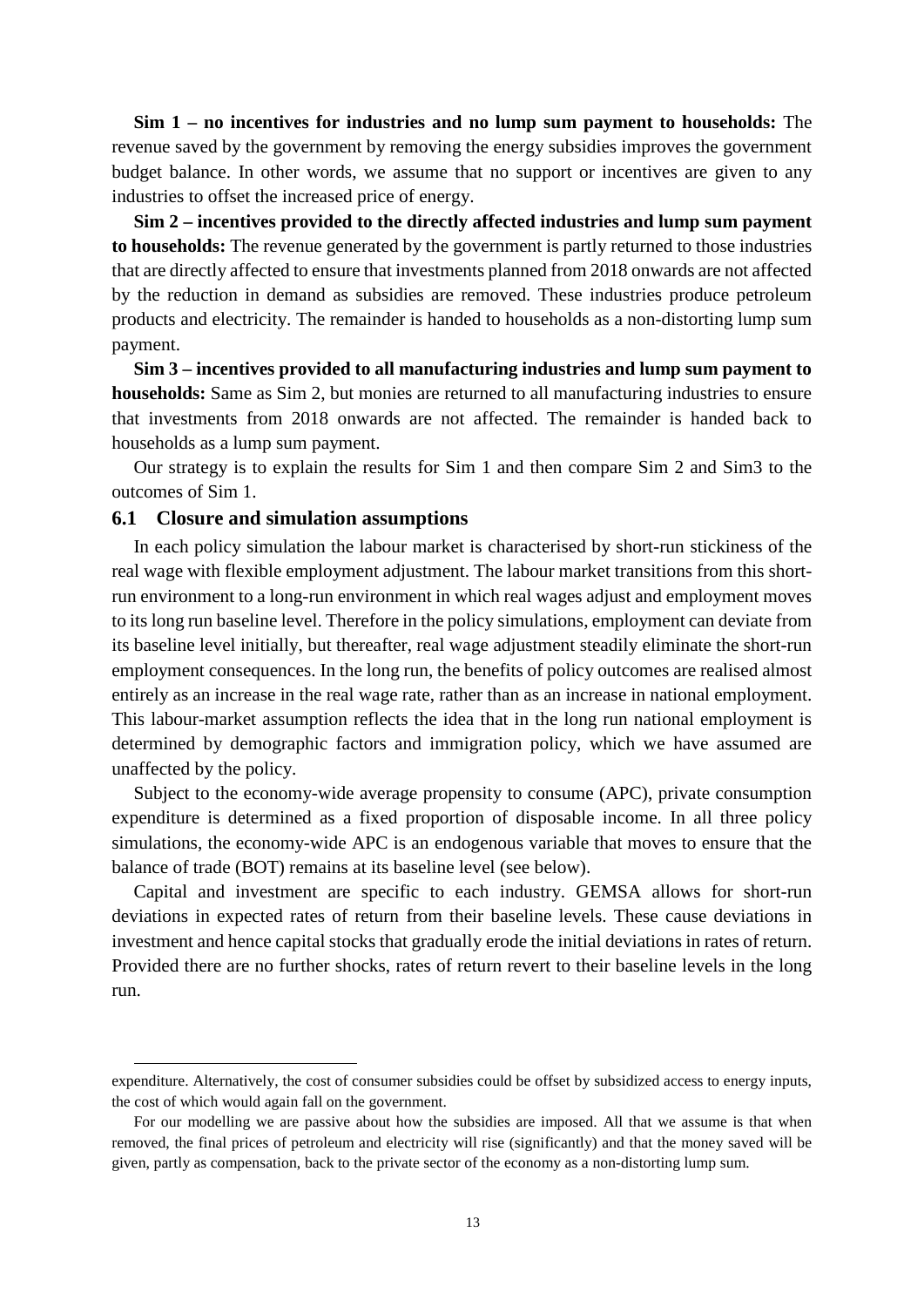**Sim 1 – no incentives for industries and no lump sum payment to households:** The revenue saved by the government by removing the energy subsidies improves the government budget balance. In other words, we assume that no support or incentives are given to any industries to offset the increased price of energy.

**Sim 2 – incentives provided to the directly affected industries and lump sum payment to households:** The revenue generated by the government is partly returned to those industries that are directly affected to ensure that investments planned from 2018 onwards are not affected by the reduction in demand as subsidies are removed. These industries produce petroleum products and electricity. The remainder is handed to households as a non-distorting lump sum payment.

**Sim 3 – incentives provided to all manufacturing industries and lump sum payment to households:** Same as Sim 2, but monies are returned to all manufacturing industries to ensure that investments from 2018 onwards are not affected. The remainder is handed back to households as a lump sum payment.

Our strategy is to explain the results for Sim 1 and then compare Sim 2 and Sim3 to the outcomes of Sim 1.

## 6.1 Closure and simulation assumptions

In each policy simulation the labour market is characterised by short-run stickiness of the real wage with flexible employment adjustment. The labour market transitions from this short-run environment to a long-run environment in which real wages adjust and employment moves to its long run baseline level. Therefore in the policy simulations, employment can deviate from its baseline level initially, but thereafter, real wage adjustment steadily eliminate the short-run employment consequences. In the long run, the benefits of policy outcomes are realised almost entirely as an increase in the real wage rate, rather than as an increase in national employment. This labour-market assumption reflects the idea that in the long run national employment is determined by demographic factors and immigration policy, which we have assumed are unaffected by the policy.

Subject to the economy-wide average propensity to consume (APC), private consumption expenditure is determined as a fixed proportion of disposable income. In all three policy simulations, the economy-wide APC is an endogenous variable that moves to ensure that the balance of trade (BOT) remains at its baseline level (see below).

Capital and investment are specific to each industry. GEMSA allows for short-run deviations in expected rates of return from their baseline levels. These cause deviations in investment and hence capital stocks that gradually erode the initial deviations in rates of return. Provided there are no further shocks, rates of return revert to their baseline levels in the long run.

---

expenditure. Alternatively, the cost of consumer subsidies could be offset by subsidized access to energy inputs, the cost of which would again fall on the government.

For our modelling we are passive about how the subsidies are imposed. All that we assume is that when removed, the final prices of petroleum and electricity will rise (significantly) and that the money saved will be given, partly as compensation, back to the private sector of the economy as a non-distorting lump sum.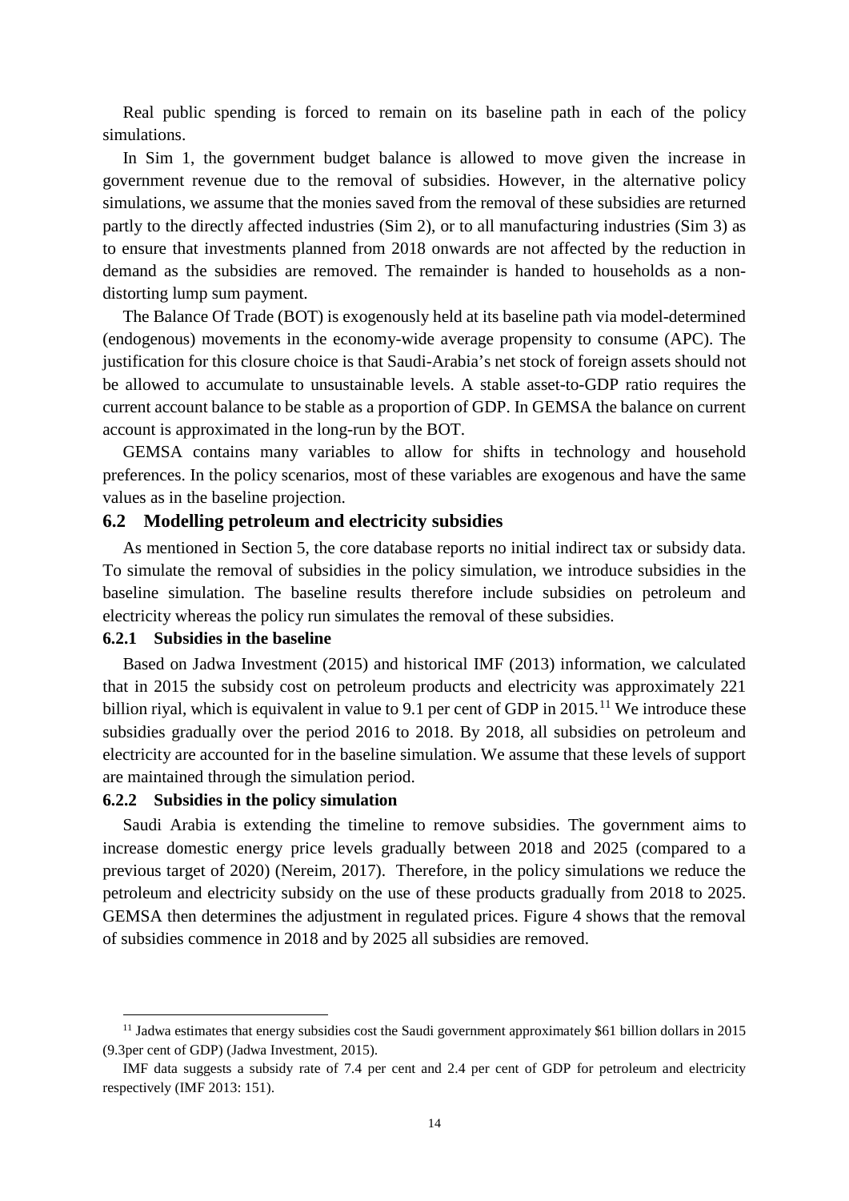Real public spending is forced to remain on its baseline path in each of the policy simulations.

In Sim 1, the government budget balance is allowed to move given the increase in government revenue due to the removal of subsidies. However, in the alternative policy simulations, we assume that the monies saved from the removal of these subsidies are returned partly to the directly affected industries (Sim 2), or to all manufacturing industries (Sim 3) as to ensure that investments planned from 2018 onwards are not affected by the reduction in demand as the subsidies are removed. The remainder is handed to households as a non-distorting lump sum payment.

The Balance Of Trade (BOT) is exogenously held at its baseline path via model-determined (endogenous) movements in the economy-wide average propensity to consume (APC). The justification for this closure choice is that Saudi-Arabia's net stock of foreign assets should not be allowed to accumulate to unsustainable levels. A stable asset-to-GDP ratio requires the current account balance to be stable as a proportion of GDP. In GEMSA the balance on current account is approximated in the long-run by the BOT.

GEMSA contains many variables to allow for shifts in technology and household preferences. In the policy scenarios, most of these variables are exogenous and have the same values as in the baseline projection.

## 6.2 Modelling petroleum and electricity subsidies

As mentioned in Section 5, the core database reports no initial indirect tax or subsidy data. To simulate the removal of subsidies in the policy simulation, we introduce subsidies in the baseline simulation. The baseline results therefore include subsidies on petroleum and electricity whereas the policy run simulates the removal of these subsidies.

### 6.2.1 Subsidies in the baseline

Based on Jadwa Investment (2015) and historical IMF (2013) information, we calculated that in 2015 the subsidy cost on petroleum products and electricity was approximately 221 billion riyal, which is equivalent in value to 9.1 per cent of GDP in 2015.[11] We introduce these subsidies gradually over the period 2016 to 2018. By 2018, all subsidies on petroleum and electricity are accounted for in the baseline simulation. We assume that these levels of support are maintained through the simulation period.

### 6.2.2 Subsidies in the policy simulation

Saudi Arabia is extending the timeline to remove subsidies. The government aims to increase domestic energy price levels gradually between 2018 and 2025 (compared to a previous target of 2020) (Nereim, 2017). Therefore, in the policy simulations we reduce the petroleum and electricity subsidy on the use of these products gradually from 2018 to 2025. GEMSA then determines the adjustment in regulated prices. Figure 4 shows that the removal of subsidies commence in 2018 and by 2025 all subsidies are removed.

---

[11] Jadwa estimates that energy subsidies cost the Saudi government approximately $61 billion dollars in 2015 (9.3per cent of GDP) (Jadwa Investment, 2015).

IMF data suggests a subsidy rate of 7.4 per cent and 2.4 per cent of GDP for petroleum and electricity respectively (IMF 2013: 151).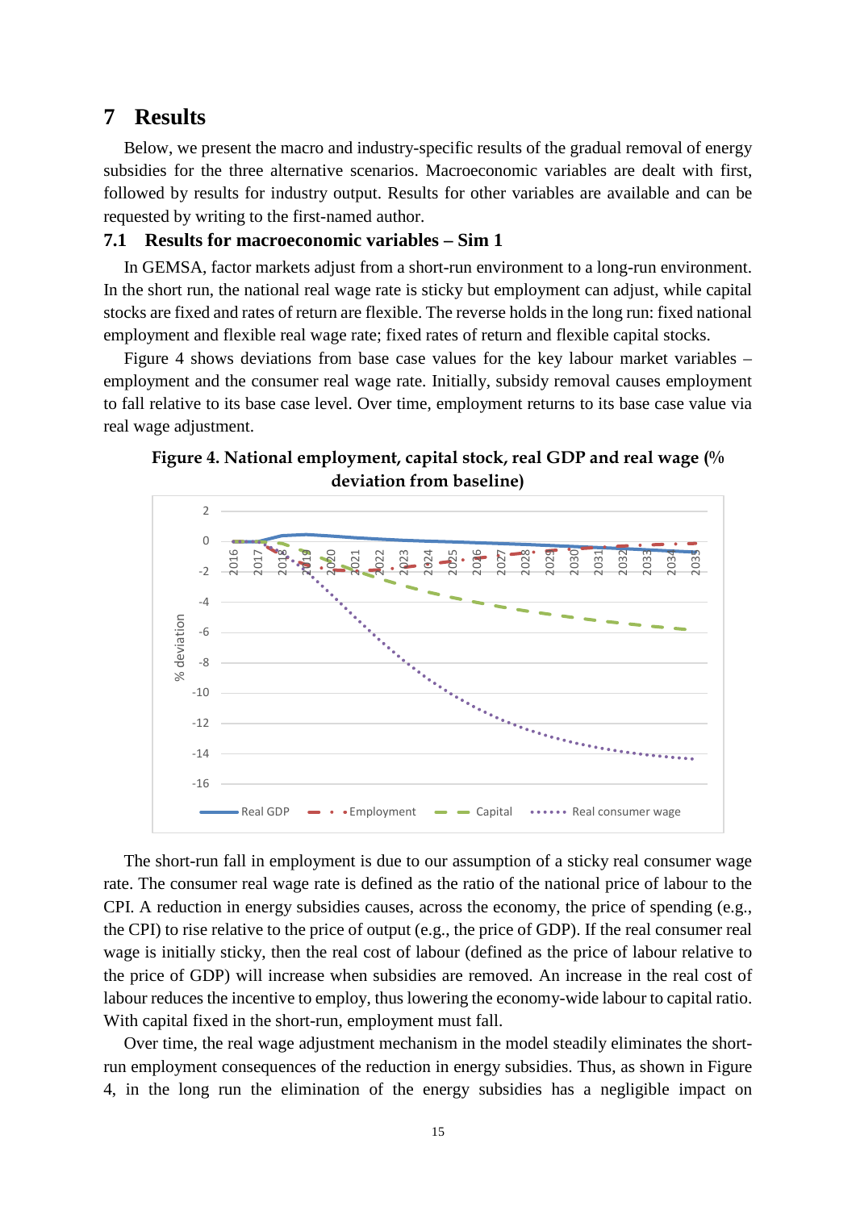# 7 Results

Below, we present the macro and industry-specific results of the gradual removal of energy subsidies for the three alternative scenarios. Macroeconomic variables are dealt with first, followed by results for industry output. Results for other variables are available and can be requested by writing to the first-named author.

## 7.1 Results for macroeconomic variables – Sim 1

In GEMSA, factor markets adjust from a short-run environment to a long-run environment. In the short run, the national real wage rate is sticky but employment can adjust, while capital stocks are fixed and rates of return are flexible. The reverse holds in the long run: fixed national employment and flexible real wage rate; fixed rates of return and flexible capital stocks.

Figure 4 shows deviations from base case values for the key labour market variables – employment and the consumer real wage rate. Initially, subsidy removal causes employment to fall relative to its base case level. Over time, employment returns to its base case value via real wage adjustment.

**Figure 4. National employment, capital stock, real GDP and real wage (% deviation from baseline)**

The short-run fall in employment is due to our assumption of a sticky real consumer wage rate. The consumer real wage rate is defined as the ratio of the national price of labour to the CPI. A reduction in energy subsidies causes, across the economy, the price of spending (e.g., the CPI) to rise relative to the price of output (e.g., the price of GDP). If the real consumer real wage is initially sticky, then the real cost of labour (defined as the price of labour relative to the price of GDP) will increase when subsidies are removed. An increase in the real cost of labour reduces the incentive to employ, thus lowering the economy-wide labour to capital ratio. With capital fixed in the short-run, employment must fall.

Over time, the real wage adjustment mechanism in the model steadily eliminates the short-run employment consequences of the reduction in energy subsidies. Thus, as shown in Figure 4, in the long run the elimination of the energy subsidies has a negligible impact on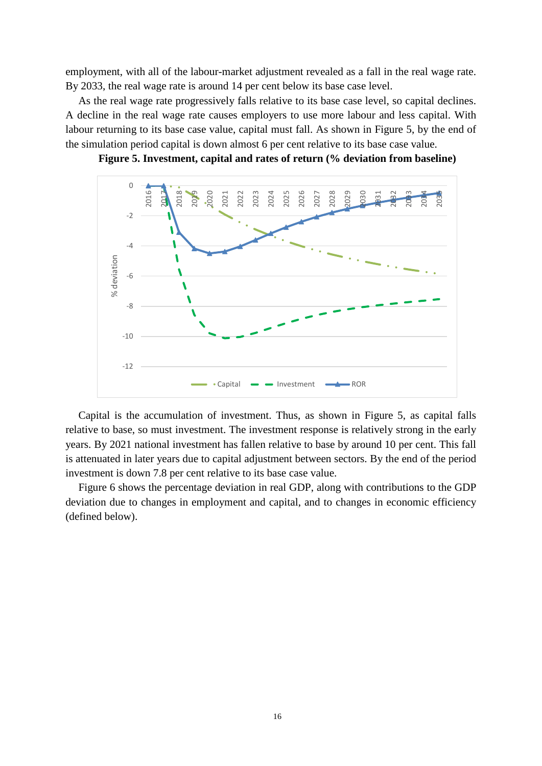employment, with all of the labour-market adjustment revealed as a fall in the real wage rate. By 2033, the real wage rate is around 14 per cent below its base case level.

As the real wage rate progressively falls relative to its base case level, so capital declines. A decline in the real wage rate causes employers to use more labour and less capital. With labour returning to its base case value, capital must fall. As shown in Figure 5, by the end of the simulation period capital is down almost 6 per cent relative to its base case value.

**Figure 5. Investment, capital and rates of return (% deviation from baseline)**

Capital is the accumulation of investment. Thus, as shown in Figure 5, as capital falls relative to base, so must investment. The investment response is relatively strong in the early years. By 2021 national investment has fallen relative to base by around 10 per cent. This fall is attenuated in later years due to capital adjustment between sectors. By the end of the period investment is down 7.8 per cent relative to its base case value.

Figure 6 shows the percentage deviation in real GDP, along with contributions to the GDP deviation due to changes in employment and capital, and to changes in economic efficiency (defined below).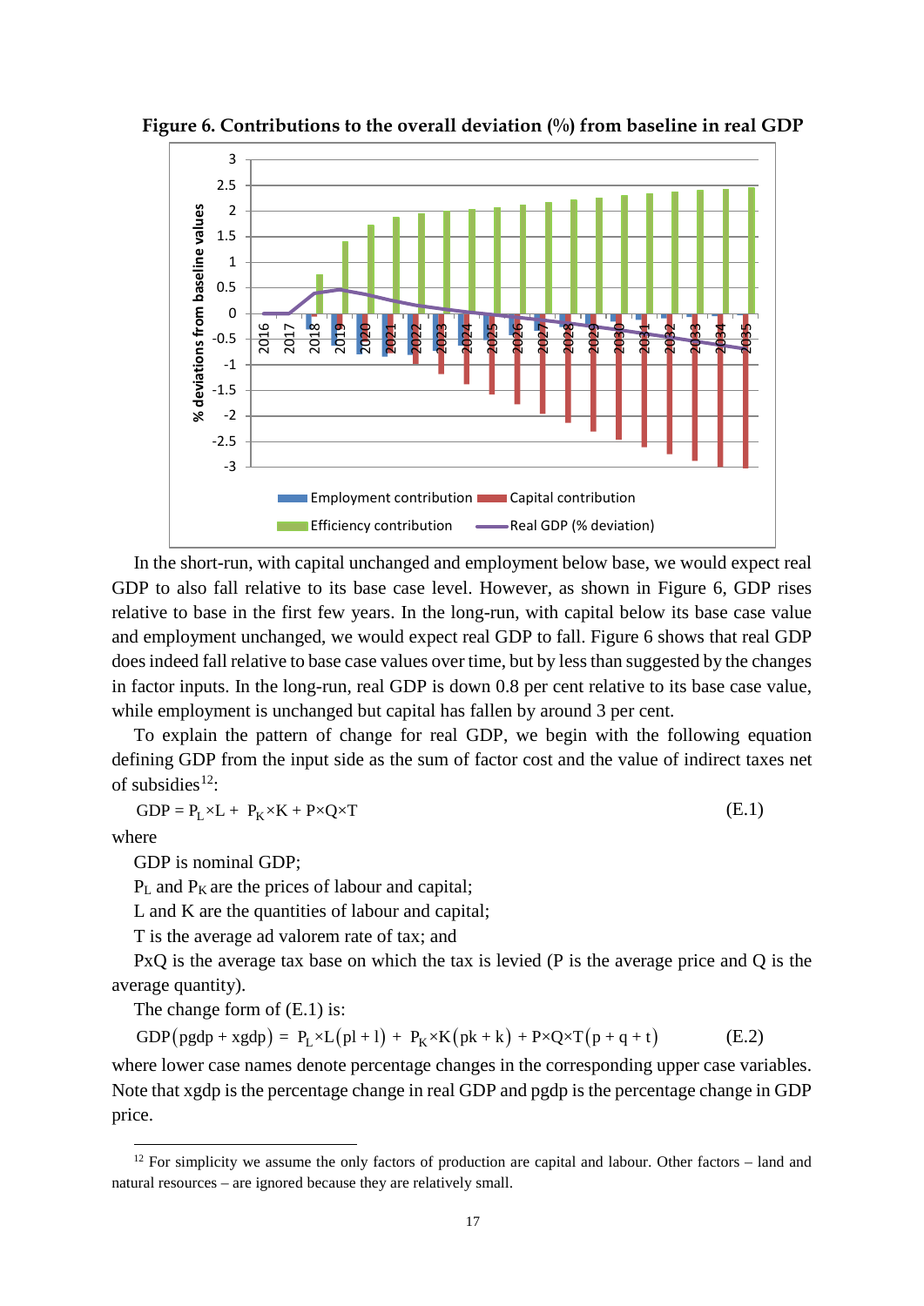**Figure 6. Contributions to the overall deviation (%) from baseline in real GDP**

In the short-run, with capital unchanged and employment below base, we would expect real GDP to also fall relative to its base case level. However, as shown in Figure 6, GDP rises relative to base in the first few years. In the long-run, with capital below its base case value and employment unchanged, we would expect real GDP to fall. Figure 6 shows that real GDP does indeed fall relative to base case values over time, but by less than suggested by the changes in factor inputs. In the long-run, real GDP is down 0.8 per cent relative to its base case value, while employment is unchanged but capital has fallen by around 3 per cent.

To explain the pattern of change for real GDP, we begin with the following equation defining GDP from the input side as the sum of factor cost and the value of indirect taxes net of subsidies[12]:

$$GDP = P_L \times L + P_K \times K + P \times Q \times T \tag{E.1}$$

where

GDP is nominal GDP;

$P_L$ and $P_K$ are the prices of labour and capital;

L and K are the quantities of labour and capital;

T is the average ad valorem rate of tax; and

PxQ is the average tax base on which the tax is levied (P is the average price and Q is the average quantity).

The change form of (E.1) is:

$$GDP(pgdp + xgdp) = P_L \times L(pl + l) + P_K \times K(pk + k) + P \times Q \times T(p + q + t) \tag{E.2}$$

where lower case names denote percentage changes in the corresponding upper case variables. Note that xgdp is the percentage change in real GDP and pgdp is the percentage change in GDP price.

[12] For simplicity we assume the only factors of production are capital and labour. Other factors – land and natural resources – are ignored because they are relatively small.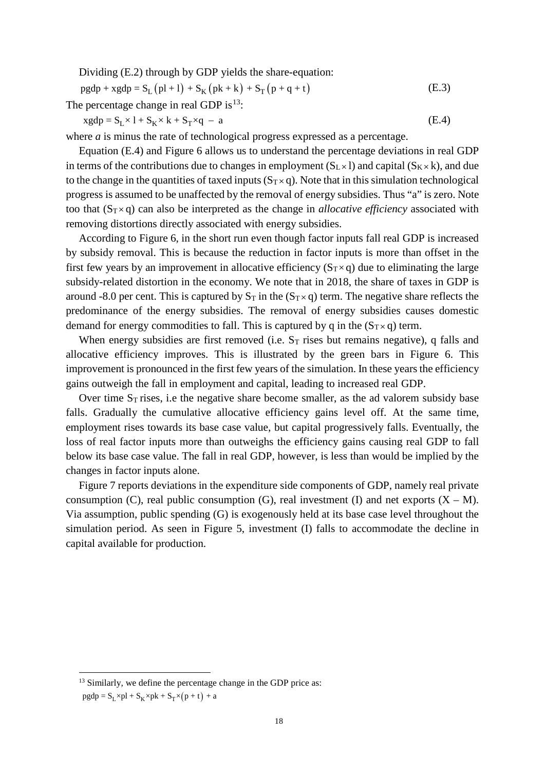Dividing (E.2) through by GDP yields the share-equation:

$$\text{pgdp} + \text{xgdp} = S_L\left(\text{pl} + \text{l}\right) + S_K\left(\text{pk} + \text{k}\right) + S_T\left(\text{p} + \text{q} + \text{t}\right) \tag{E.3}$$

The percentage change in real GDP is[13]:

$$\text{xgdp} = S_L \times \text{l} + S_K \times \text{k} + S_T \times \text{q} - \text{a} \tag{E.4}$$

where *a* is minus the rate of technological progress expressed as a percentage.

Equation (E.4) and Figure 6 allows us to understand the percentage deviations in real GDP in terms of the contributions due to changes in employment ($S_L \times l$) and capital ($S_K \times k$), and due to the change in the quantities of taxed inputs ($S_T \times q$). Note that in this simulation technological progress is assumed to be unaffected by the removal of energy subsidies. Thus "a" is zero. Note too that ($S_T \times q$) can also be interpreted as the change in *allocative efficiency* associated with removing distortions directly associated with energy subsidies.

According to Figure 6, in the short run even though factor inputs fall real GDP is increased by subsidy removal. This is because the reduction in factor inputs is more than offset in the first few years by an improvement in allocative efficiency ($S_T \times q$) due to eliminating the large subsidy-related distortion in the economy. We note that in 2018, the share of taxes in GDP is around -8.0 per cent. This is captured by $S_T$ in the ($S_T \times q$) term. The negative share reflects the predominance of the energy subsidies. The removal of energy subsidies causes domestic demand for energy commodities to fall. This is captured by q in the ($S_T \times q$) term.

When energy subsidies are first removed (i.e. $S_T$ rises but remains negative), q falls and allocative efficiency improves. This is illustrated by the green bars in Figure 6. This improvement is pronounced in the first few years of the simulation. In these years the efficiency gains outweigh the fall in employment and capital, leading to increased real GDP.

Over time $S_T$ rises, i.e the negative share become smaller, as the ad valorem subsidy base falls. Gradually the cumulative allocative efficiency gains level off. At the same time, employment rises towards its base case value, but capital progressively falls. Eventually, the loss of real factor inputs more than outweighs the efficiency gains causing real GDP to fall below its base case value. The fall in real GDP, however, is less than would be implied by the changes in factor inputs alone.

Figure 7 reports deviations in the expenditure side components of GDP, namely real private consumption (C), real public consumption (G), real investment (I) and net exports (X – M). Via assumption, public spending (G) is exogenously held at its base case level throughout the simulation period. As seen in Figure 5, investment (I) falls to accommodate the decline in capital available for production.

[13] Similarly, we define the percentage change in the GDP price as:
$\text{pgdp} = S_L \times \text{pl} + S_K \times \text{pk} + S_T \times \left(\text{p} + \text{t}\right) + \text{a}$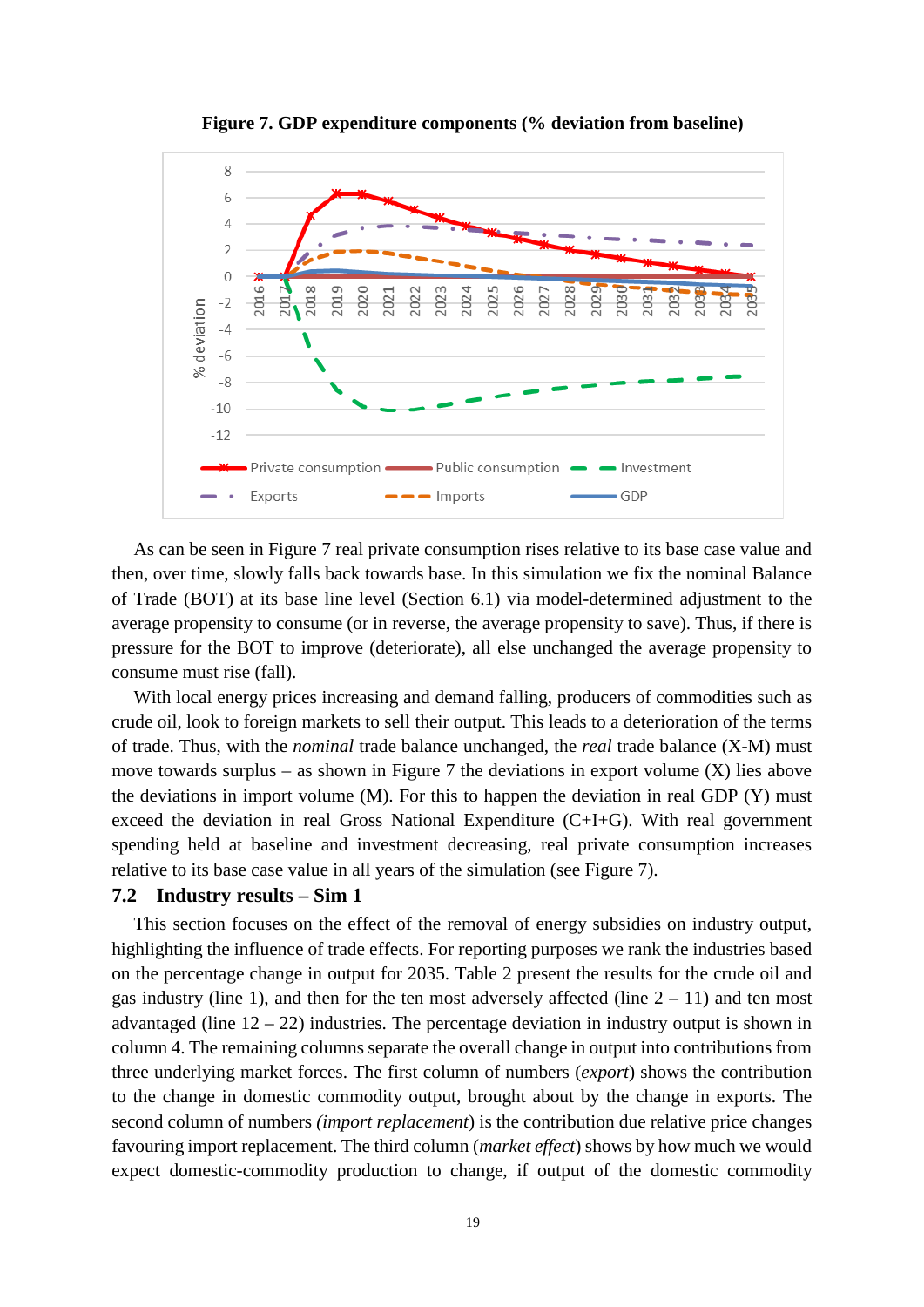**Figure 7. GDP expenditure components (% deviation from baseline)**

As can be seen in Figure 7 real private consumption rises relative to its base case value and then, over time, slowly falls back towards base. In this simulation we fix the nominal Balance of Trade (BOT) at its base line level (Section 6.1) via model-determined adjustment to the average propensity to consume (or in reverse, the average propensity to save). Thus, if there is pressure for the BOT to improve (deteriorate), all else unchanged the average propensity to consume must rise (fall).

With local energy prices increasing and demand falling, producers of commodities such as crude oil, look to foreign markets to sell their output. This leads to a deterioration of the terms of trade. Thus, with the *nominal* trade balance unchanged, the *real* trade balance (X-M) must move towards surplus – as shown in Figure 7 the deviations in export volume (X) lies above the deviations in import volume (M). For this to happen the deviation in real GDP (Y) must exceed the deviation in real Gross National Expenditure (C+I+G). With real government spending held at baseline and investment decreasing, real private consumption increases relative to its base case value in all years of the simulation (see Figure 7).

## 7.2 Industry results – Sim 1

This section focuses on the effect of the removal of energy subsidies on industry output, highlighting the influence of trade effects. For reporting purposes we rank the industries based on the percentage change in output for 2035. Table 2 present the results for the crude oil and gas industry (line 1), and then for the ten most adversely affected (line 2 – 11) and ten most advantaged (line 12 – 22) industries. The percentage deviation in industry output is shown in column 4. The remaining columns separate the overall change in output into contributions from three underlying market forces. The first column of numbers (*export*) shows the contribution to the change in domestic commodity output, brought about by the change in exports. The second column of numbers *(import replacement*) is the contribution due relative price changes favouring import replacement. The third column (*market effect*) shows by how much we would expect domestic-commodity production to change, if output of the domestic commodity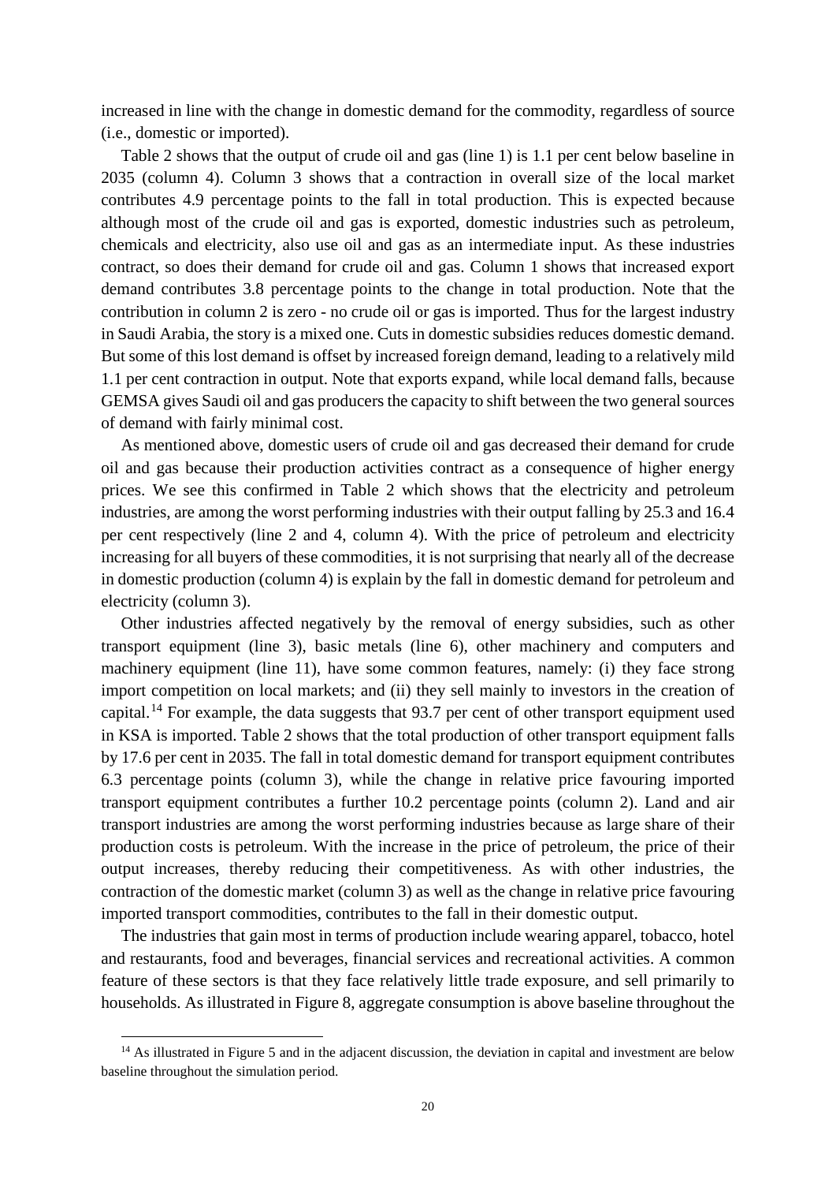increased in line with the change in domestic demand for the commodity, regardless of source (i.e., domestic or imported).

Table 2 shows that the output of crude oil and gas (line 1) is 1.1 per cent below baseline in 2035 (column 4). Column 3 shows that a contraction in overall size of the local market contributes 4.9 percentage points to the fall in total production. This is expected because although most of the crude oil and gas is exported, domestic industries such as petroleum, chemicals and electricity, also use oil and gas as an intermediate input. As these industries contract, so does their demand for crude oil and gas. Column 1 shows that increased export demand contributes 3.8 percentage points to the change in total production. Note that the contribution in column 2 is zero - no crude oil or gas is imported. Thus for the largest industry in Saudi Arabia, the story is a mixed one. Cuts in domestic subsidies reduces domestic demand. But some of this lost demand is offset by increased foreign demand, leading to a relatively mild 1.1 per cent contraction in output. Note that exports expand, while local demand falls, because GEMSA gives Saudi oil and gas producers the capacity to shift between the two general sources of demand with fairly minimal cost.

As mentioned above, domestic users of crude oil and gas decreased their demand for crude oil and gas because their production activities contract as a consequence of higher energy prices. We see this confirmed in Table 2 which shows that the electricity and petroleum industries, are among the worst performing industries with their output falling by 25.3 and 16.4 per cent respectively (line 2 and 4, column 4). With the price of petroleum and electricity increasing for all buyers of these commodities, it is not surprising that nearly all of the decrease in domestic production (column 4) is explain by the fall in domestic demand for petroleum and electricity (column 3).

Other industries affected negatively by the removal of energy subsidies, such as other transport equipment (line 3), basic metals (line 6), other machinery and computers and machinery equipment (line 11), have some common features, namely: (i) they face strong import competition on local markets; and (ii) they sell mainly to investors in the creation of capital.[14] For example, the data suggests that 93.7 per cent of other transport equipment used in KSA is imported. Table 2 shows that the total production of other transport equipment falls by 17.6 per cent in 2035. The fall in total domestic demand for transport equipment contributes 6.3 percentage points (column 3), while the change in relative price favouring imported transport equipment contributes a further 10.2 percentage points (column 2). Land and air transport industries are among the worst performing industries because as large share of their production costs is petroleum. With the increase in the price of petroleum, the price of their output increases, thereby reducing their competitiveness. As with other industries, the contraction of the domestic market (column 3) as well as the change in relative price favouring imported transport commodities, contributes to the fall in their domestic output.

The industries that gain most in terms of production include wearing apparel, tobacco, hotel and restaurants, food and beverages, financial services and recreational activities. A common feature of these sectors is that they face relatively little trade exposure, and sell primarily to households. As illustrated in Figure 8, aggregate consumption is above baseline throughout the

[14] As illustrated in Figure 5 and in the adjacent discussion, the deviation in capital and investment are below baseline throughout the simulation period.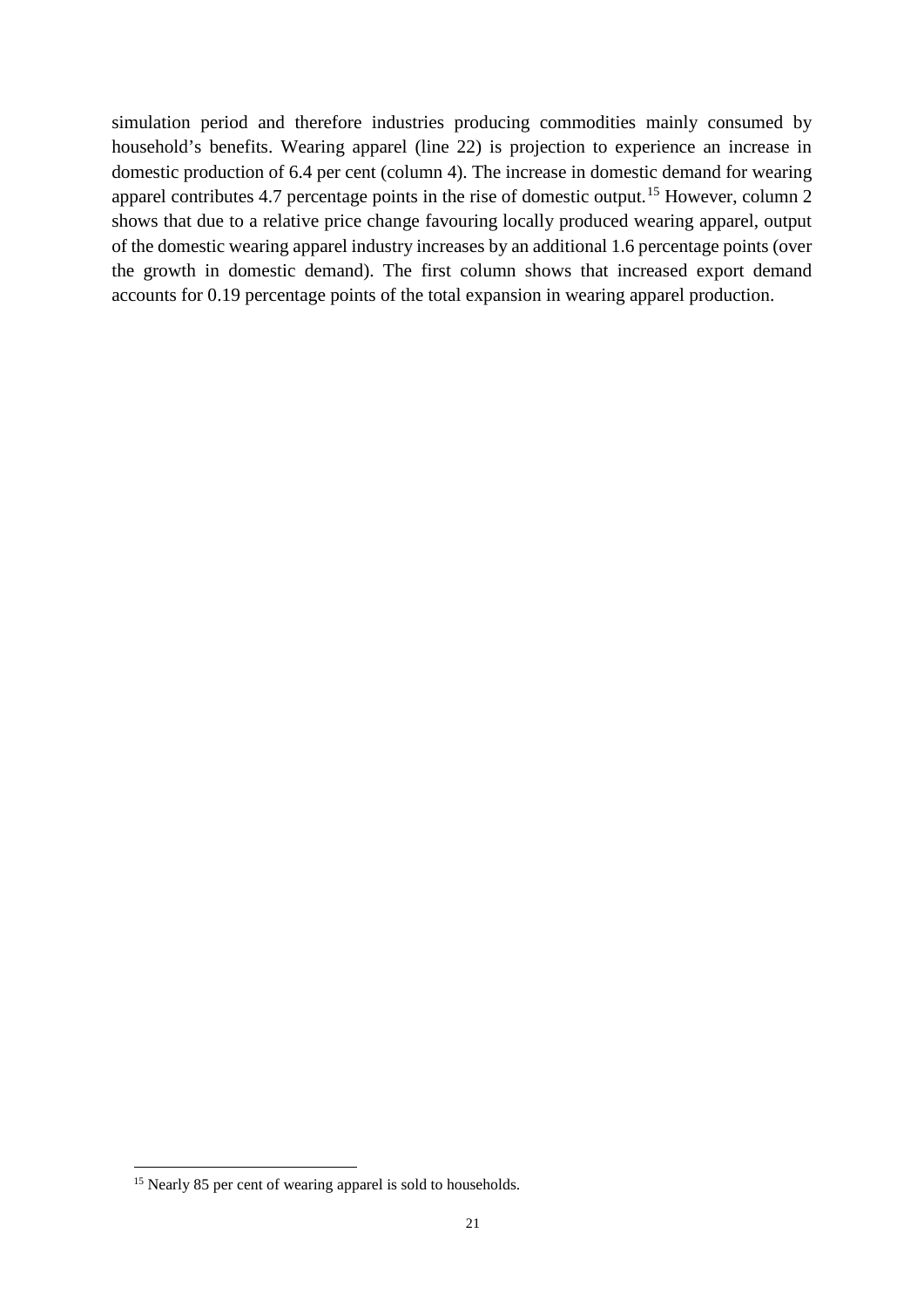simulation period and therefore industries producing commodities mainly consumed by household's benefits. Wearing apparel (line 22) is projection to experience an increase in domestic production of 6.4 per cent (column 4). The increase in domestic demand for wearing apparel contributes 4.7 percentage points in the rise of domestic output.[15] However, column 2 shows that due to a relative price change favouring locally produced wearing apparel, output of the domestic wearing apparel industry increases by an additional 1.6 percentage points (over the growth in domestic demand). The first column shows that increased export demand accounts for 0.19 percentage points of the total expansion in wearing apparel production.

---

[15] Nearly 85 per cent of wearing apparel is sold to households.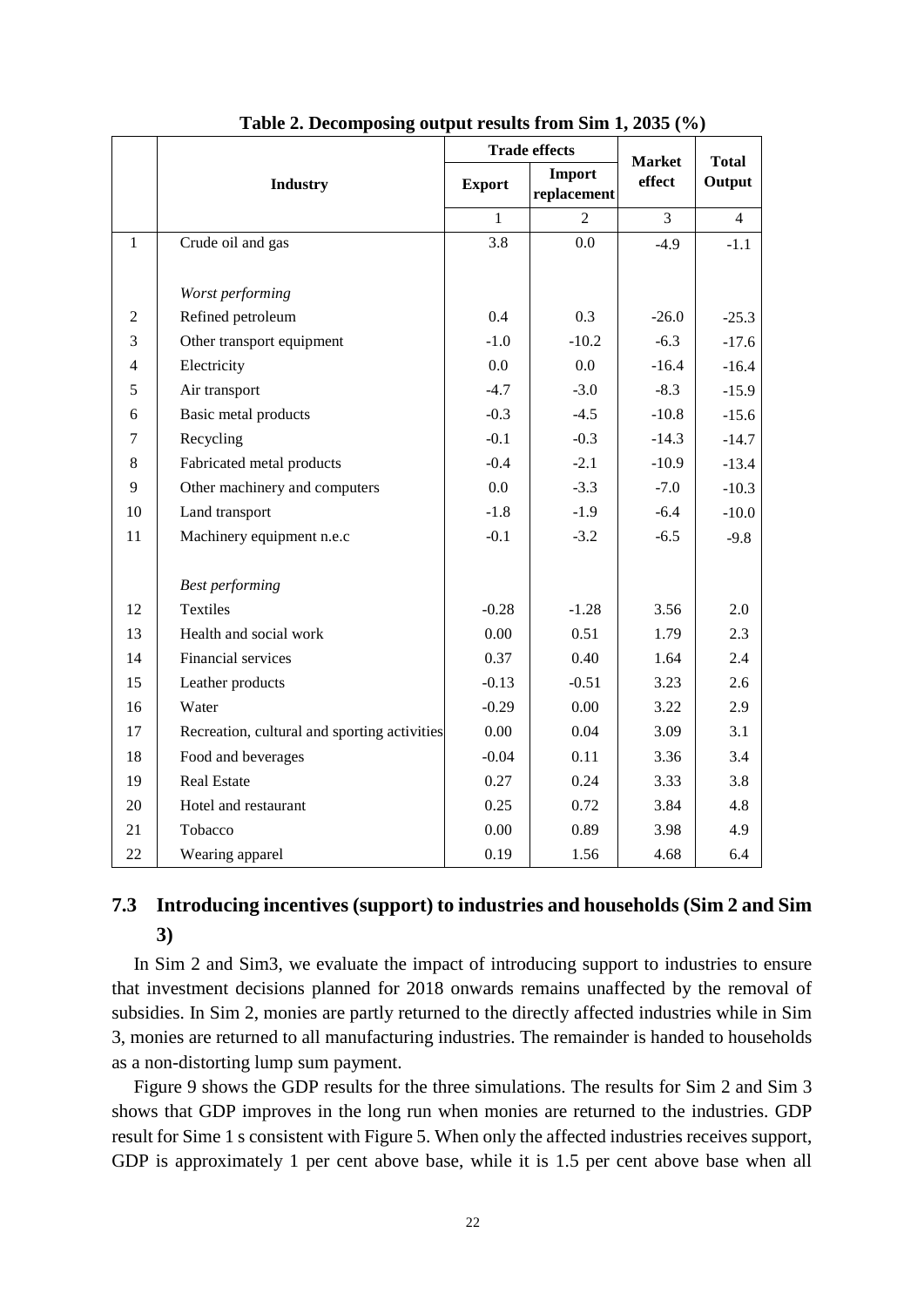**Table 2. Decomposing output results from Sim 1, 2035 (%)**

| | Industry | Trade effects | | Market effect | Total Output |
|---|---|---|---|---|---|
| | | Export | Import replacement | | |
| | | 1 | 2 | 3 | 4 |
| 1 | Crude oil and gas | 3.8 | 0.0 | -4.9 | -1.1 |
| | *Worst performing* | | | | |
| 2 | Refined petroleum | 0.4 | 0.3 | -26.0 | -25.3 |
| 3 | Other transport equipment | -1.0 | -10.2 | -6.3 | -17.6 |
| 4 | Electricity | 0.0 | 0.0 | -16.4 | -16.4 |
| 5 | Air transport | -4.7 | -3.0 | -8.3 | -15.9 |
| 6 | Basic metal products | -0.3 | -4.5 | -10.8 | -15.6 |
| 7 | Recycling | -0.1 | -0.3 | -14.3 | -14.7 |
| 8 | Fabricated metal products | -0.4 | -2.1 | -10.9 | -13.4 |
| 9 | Other machinery and computers | 0.0 | -3.3 | -7.0 | -10.3 |
| 10 | Land transport | -1.8 | -1.9 | -6.4 | -10.0 |
| 11 | Machinery equipment n.e.c | -0.1 | -3.2 | -6.5 | -9.8 |
| | *Best performing* | | | | |
| 12 | Textiles | -0.28 | -1.28 | 3.56 | 2.0 |
| 13 | Health and social work | 0.00 | 0.51 | 1.79 | 2.3 |
| 14 | Financial services | 0.37 | 0.40 | 1.64 | 2.4 |
| 15 | Leather products | -0.13 | -0.51 | 3.23 | 2.6 |
| 16 | Water | -0.29 | 0.00 | 3.22 | 2.9 |
| 17 | Recreation, cultural and sporting activities | 0.00 | 0.04 | 3.09 | 3.1 |
| 18 | Food and beverages | -0.04 | 0.11 | 3.36 | 3.4 |
| 19 | Real Estate | 0.27 | 0.24 | 3.33 | 3.8 |
| 20 | Hotel and restaurant | 0.25 | 0.72 | 3.84 | 4.8 |
| 21 | Tobacco | 0.00 | 0.89 | 3.98 | 4.9 |
| 22 | Wearing apparel | 0.19 | 1.56 | 4.68 | 6.4 |

## 7.3 Introducing incentives (support) to industries and households (Sim 2 and Sim 3)

In Sim 2 and Sim3, we evaluate the impact of introducing support to industries to ensure that investment decisions planned for 2018 onwards remains unaffected by the removal of subsidies. In Sim 2, monies are partly returned to the directly affected industries while in Sim 3, monies are returned to all manufacturing industries. The remainder is handed to households as a non-distorting lump sum payment.

Figure 9 shows the GDP results for the three simulations. The results for Sim 2 and Sim 3 shows that GDP improves in the long run when monies are returned to the industries. GDP result for Sime 1 s consistent with Figure 5. When only the affected industries receives support, GDP is approximately 1 per cent above base, while it is 1.5 per cent above base when all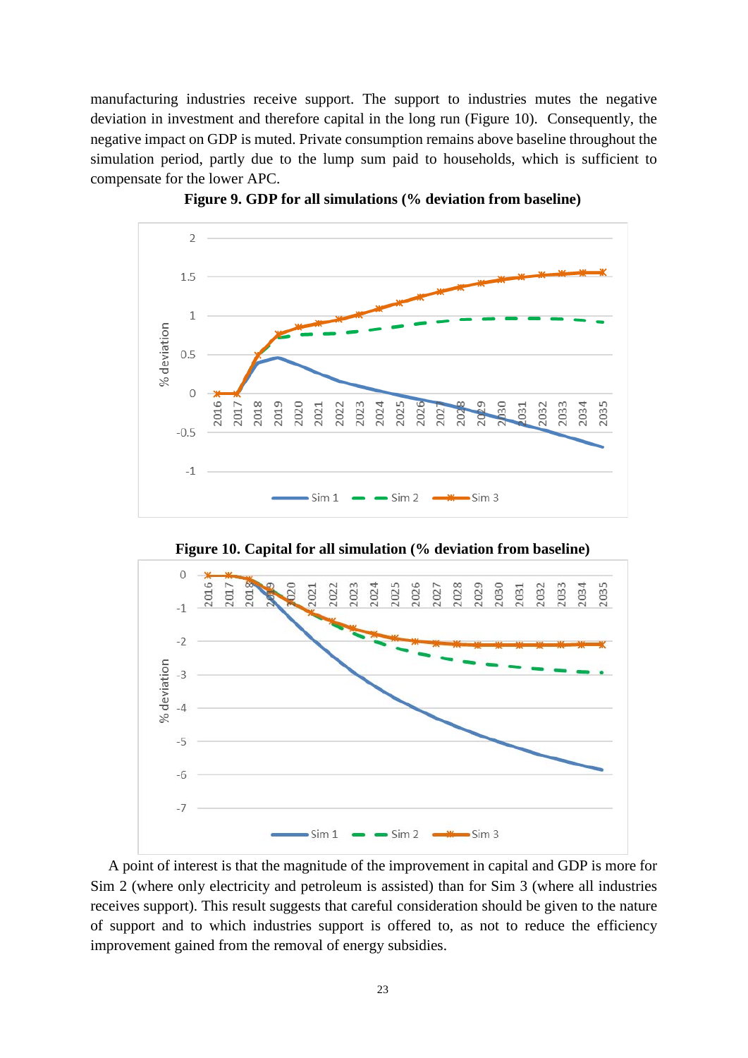manufacturing industries receive support. The support to industries mutes the negative deviation in investment and therefore capital in the long run (Figure 10). Consequently, the negative impact on GDP is muted. Private consumption remains above baseline throughout the simulation period, partly due to the lump sum paid to households, which is sufficient to compensate for the lower APC.

**Figure 9. GDP for all simulations (% deviation from baseline)**

**Figure 10. Capital for all simulation (% deviation from baseline)**

A point of interest is that the magnitude of the improvement in capital and GDP is more for Sim 2 (where only electricity and petroleum is assisted) than for Sim 3 (where all industries receives support). This result suggests that careful consideration should be given to the nature of support and to which industries support is offered to, as not to reduce the efficiency improvement gained from the removal of energy subsidies.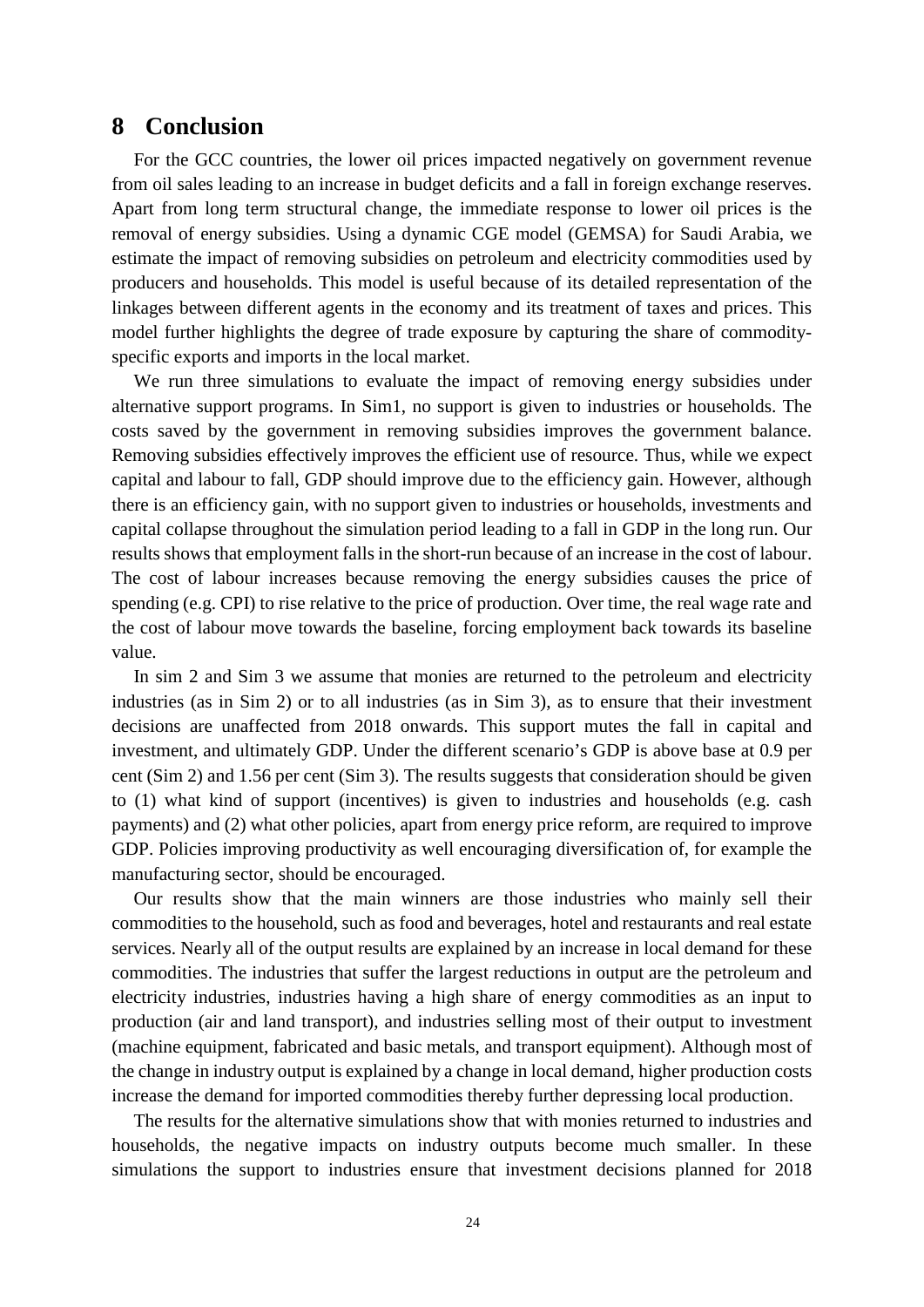# 8 Conclusion

For the GCC countries, the lower oil prices impacted negatively on government revenue from oil sales leading to an increase in budget deficits and a fall in foreign exchange reserves. Apart from long term structural change, the immediate response to lower oil prices is the removal of energy subsidies. Using a dynamic CGE model (GEMSA) for Saudi Arabia, we estimate the impact of removing subsidies on petroleum and electricity commodities used by producers and households. This model is useful because of its detailed representation of the linkages between different agents in the economy and its treatment of taxes and prices. This model further highlights the degree of trade exposure by capturing the share of commodity-specific exports and imports in the local market.

We run three simulations to evaluate the impact of removing energy subsidies under alternative support programs. In Sim1, no support is given to industries or households. The costs saved by the government in removing subsidies improves the government balance. Removing subsidies effectively improves the efficient use of resource. Thus, while we expect capital and labour to fall, GDP should improve due to the efficiency gain. However, although there is an efficiency gain, with no support given to industries or households, investments and capital collapse throughout the simulation period leading to a fall in GDP in the long run. Our results shows that employment falls in the short-run because of an increase in the cost of labour. The cost of labour increases because removing the energy subsidies causes the price of spending (e.g. CPI) to rise relative to the price of production. Over time, the real wage rate and the cost of labour move towards the baseline, forcing employment back towards its baseline value.

In sim 2 and Sim 3 we assume that monies are returned to the petroleum and electricity industries (as in Sim 2) or to all industries (as in Sim 3), as to ensure that their investment decisions are unaffected from 2018 onwards. This support mutes the fall in capital and investment, and ultimately GDP. Under the different scenario's GDP is above base at 0.9 per cent (Sim 2) and 1.56 per cent (Sim 3). The results suggests that consideration should be given to (1) what kind of support (incentives) is given to industries and households (e.g. cash payments) and (2) what other policies, apart from energy price reform, are required to improve GDP. Policies improving productivity as well encouraging diversification of, for example the manufacturing sector, should be encouraged.

Our results show that the main winners are those industries who mainly sell their commodities to the household, such as food and beverages, hotel and restaurants and real estate services. Nearly all of the output results are explained by an increase in local demand for these commodities. The industries that suffer the largest reductions in output are the petroleum and electricity industries, industries having a high share of energy commodities as an input to production (air and land transport), and industries selling most of their output to investment (machine equipment, fabricated and basic metals, and transport equipment). Although most of the change in industry output is explained by a change in local demand, higher production costs increase the demand for imported commodities thereby further depressing local production.

The results for the alternative simulations show that with monies returned to industries and households, the negative impacts on industry outputs become much smaller. In these simulations the support to industries ensure that investment decisions planned for 2018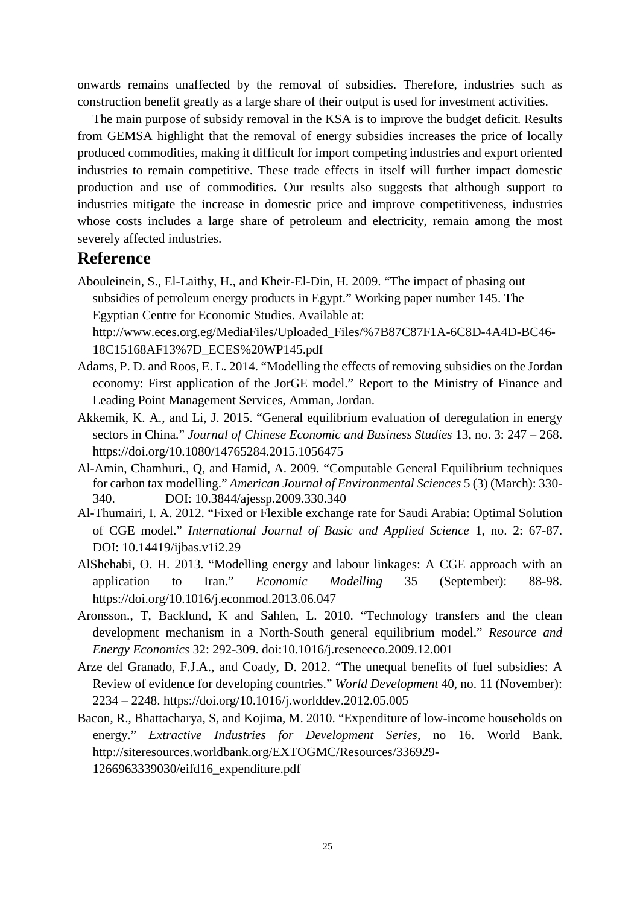onwards remains unaffected by the removal of subsidies. Therefore, industries such as construction benefit greatly as a large share of their output is used for investment activities.

The main purpose of subsidy removal in the KSA is to improve the budget deficit. Results from GEMSA highlight that the removal of energy subsidies increases the price of locally produced commodities, making it difficult for import competing industries and export oriented industries to remain competitive. These trade effects in itself will further impact domestic production and use of commodities. Our results also suggests that although support to industries mitigate the increase in domestic price and improve competitiveness, industries whose costs includes a large share of petroleum and electricity, remain among the most severely affected industries.

## Reference

Abouleinein, S., El-Laithy, H., and Kheir-El-Din, H. 2009. "The impact of phasing out subsidies of petroleum energy products in Egypt." Working paper number 145. The Egyptian Centre for Economic Studies. Available at: http://www.eces.org.eg/MediaFiles/Uploaded_Files/%7B87C87F1A-6C8D-4A4D-BC46-18C15168AF13%7D_ECES%20WP145.pdf

Adams, P. D. and Roos, E. L. 2014. "Modelling the effects of removing subsidies on the Jordan economy: First application of the JorGE model." Report to the Ministry of Finance and Leading Point Management Services, Amman, Jordan.

Akkemik, K. A., and Li, J. 2015. "General equilibrium evaluation of deregulation in energy sectors in China." *Journal of Chinese Economic and Business Studies* 13, no. 3: 247 – 268. https://doi.org/10.1080/14765284.2015.1056475

Al-Amin, Chamhuri., Q, and Hamid, A. 2009. "Computable General Equilibrium techniques for carbon tax modelling." *American Journal of Environmental Sciences* 5 (3) (March): 330-340. DOI: 10.3844/ajessp.2009.330.340

Al-Thumairi, I. A. 2012. "Fixed or Flexible exchange rate for Saudi Arabia: Optimal Solution of CGE model." *International Journal of Basic and Applied Science* 1, no. 2: 67-87. DOI: 10.14419/ijbas.v1i2.29

AlShehabi, O. H. 2013. "Modelling energy and labour linkages: A CGE approach with an application to Iran." *Economic Modelling* 35 (September): 88-98. https://doi.org/10.1016/j.econmod.2013.06.047

Aronsson., T, Backlund, K and Sahlen, L. 2010. "Technology transfers and the clean development mechanism in a North-South general equilibrium model." *Resource and Energy Economics* 32: 292-309. doi:10.1016/j.reseneeco.2009.12.001

Arze del Granado, F.J.A., and Coady, D. 2012. "The unequal benefits of fuel subsidies: A Review of evidence for developing countries." *World Development* 40, no. 11 (November): 2234 – 2248. https://doi.org/10.1016/j.worlddev.2012.05.005

Bacon, R., Bhattacharya, S, and Kojima, M. 2010. "Expenditure of low-income households on energy." *Extractive Industries for Development Series*, no 16. World Bank. http://siteresources.worldbank.org/EXTOGMC/Resources/336929-1266963339030/eifd16_expenditure.pdf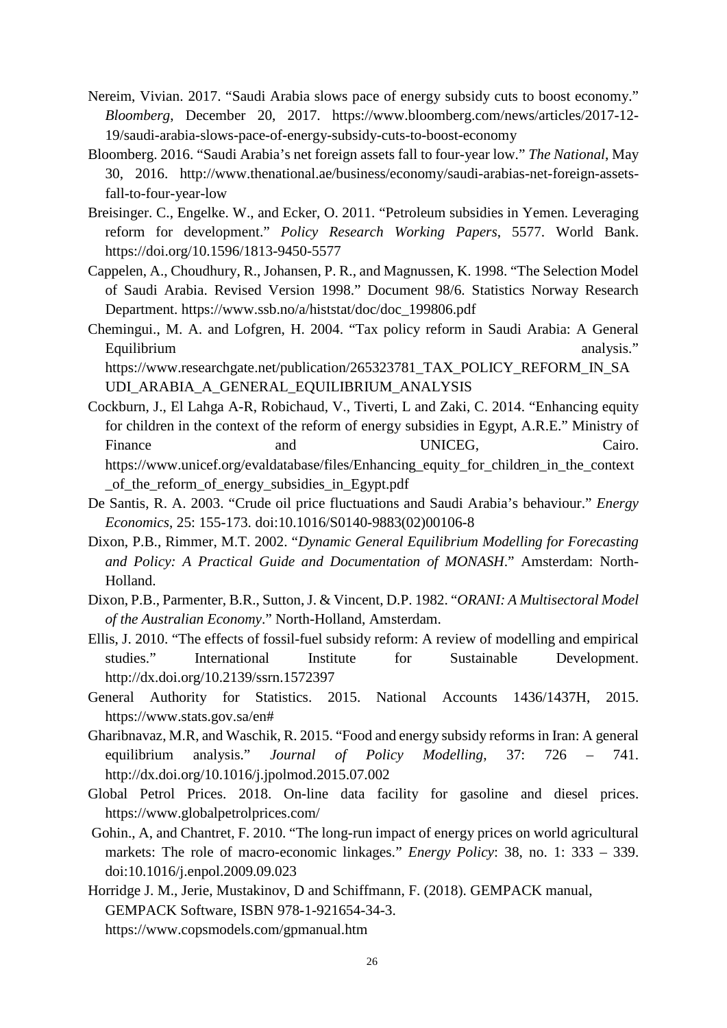Nereim, Vivian. 2017. "Saudi Arabia slows pace of energy subsidy cuts to boost economy." *Bloomberg*, December 20, 2017. https://www.bloomberg.com/news/articles/2017-12-19/saudi-arabia-slows-pace-of-energy-subsidy-cuts-to-boost-economy

Bloomberg. 2016. "Saudi Arabia's net foreign assets fall to four-year low." *The National*, May 30, 2016. http://www.thenational.ae/business/economy/saudi-arabias-net-foreign-assets-fall-to-four-year-low

Breisinger. C., Engelke. W., and Ecker, O. 2011. "Petroleum subsidies in Yemen. Leveraging reform for development." *Policy Research Working Papers*, 5577. World Bank. https://doi.org/10.1596/1813-9450-5577

Cappelen, A., Choudhury, R., Johansen, P. R., and Magnussen, K. 1998. "The Selection Model of Saudi Arabia. Revised Version 1998." Document 98/6. Statistics Norway Research Department. https://www.ssb.no/a/histstat/doc/doc_199806.pdf

Chemingui., M. A. and Lofgren, H. 2004. "Tax policy reform in Saudi Arabia: A General Equilibrium analysis." https://www.researchgate.net/publication/265323781_TAX_POLICY_REFORM_IN_SAUDI_ARABIA_A_GENERAL_EQUILIBRIUM_ANALYSIS

Cockburn, J., El Lahga A-R, Robichaud, V., Tiverti, L and Zaki, C. 2014. "Enhancing equity for children in the context of the reform of energy subsidies in Egypt, A.R.E." Ministry of Finance and UNICEG, Cairo. https://www.unicef.org/evaldatabase/files/Enhancing_equity_for_children_in_the_context_of_the_reform_of_energy_subsidies_in_Egypt.pdf

De Santis, R. A. 2003. "Crude oil price fluctuations and Saudi Arabia's behaviour." *Energy Economics*, 25: 155-173. doi:10.1016/S0140-9883(02)00106-8

Dixon, P.B., Rimmer, M.T. 2002. "*Dynamic General Equilibrium Modelling for Forecasting and Policy: A Practical Guide and Documentation of MONASH*." Amsterdam: North-Holland.

Dixon, P.B., Parmenter, B.R., Sutton, J. & Vincent, D.P. 1982. "*ORANI: A Multisectoral Model of the Australian Economy*." North-Holland, Amsterdam.

Ellis, J. 2010. "The effects of fossil-fuel subsidy reform: A review of modelling and empirical studies." International Institute for Sustainable Development. http://dx.doi.org/10.2139/ssrn.1572397

General Authority for Statistics. 2015. National Accounts 1436/1437H, 2015. https://www.stats.gov.sa/en#

Gharibnavaz, M.R, and Waschik, R. 2015. "Food and energy subsidy reforms in Iran: A general equilibrium analysis." *Journal of Policy Modelling*, 37: 726 – 741. http://dx.doi.org/10.1016/j.jpolmod.2015.07.002

Global Petrol Prices. 2018. On-line data facility for gasoline and diesel prices. https://www.globalpetrolprices.com/

Gohin., A, and Chantret, F. 2010. "The long-run impact of energy prices on world agricultural markets: The role of macro-economic linkages." *Energy Policy*: 38, no. 1: 333 – 339. doi:10.1016/j.enpol.2009.09.023

Horridge J. M., Jerie, Mustakinov, D and Schiffmann, F. (2018). GEMPACK manual, GEMPACK Software, ISBN 978-1-921654-34-3. https://www.copsmodels.com/gpmanual.htm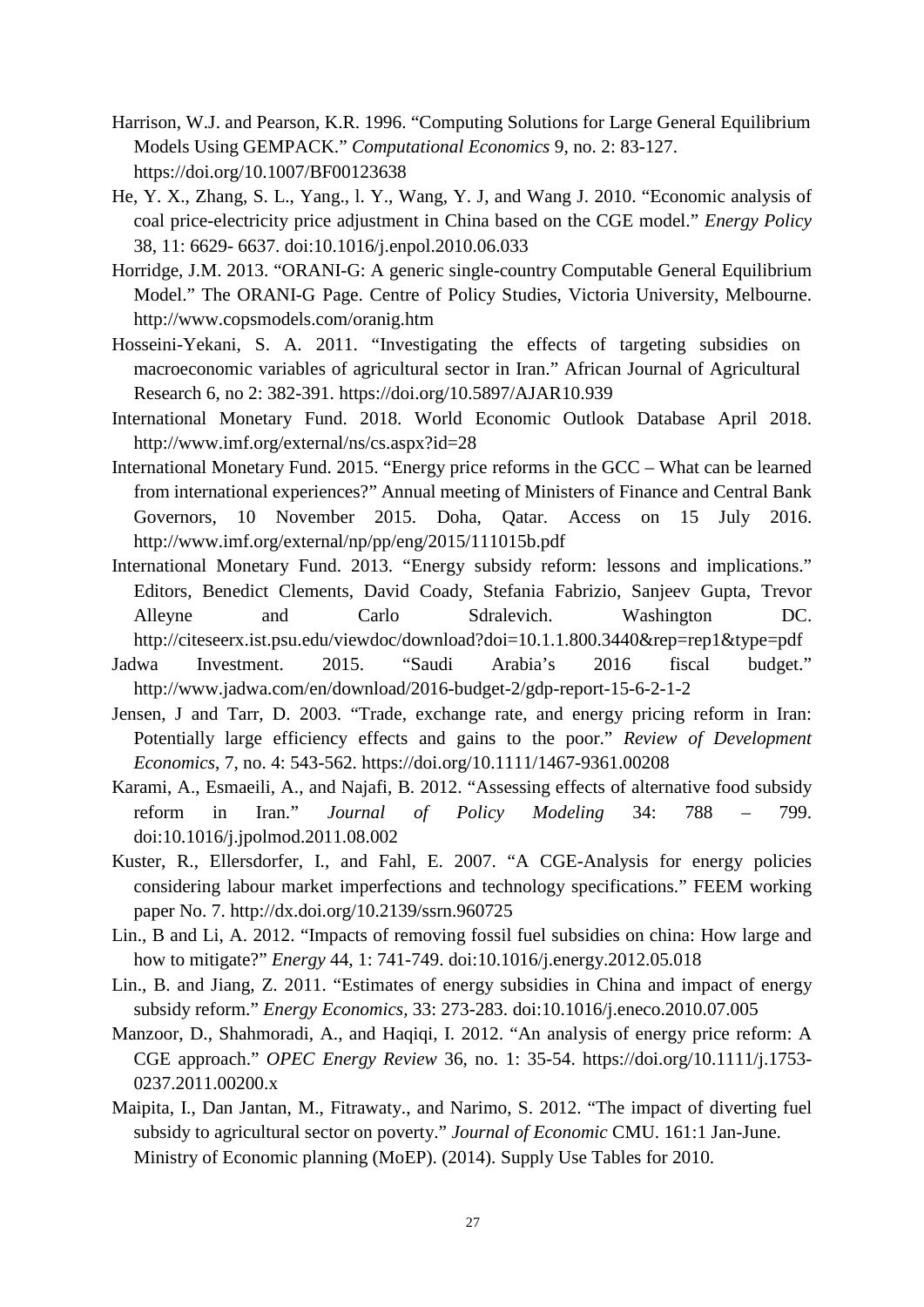Harrison, W.J. and Pearson, K.R. 1996. "Computing Solutions for Large General Equilibrium Models Using GEMPACK." *Computational Economics* 9, no. 2: 83-127. https://doi.org/10.1007/BF00123638

He, Y. X., Zhang, S. L., Yang., l. Y., Wang, Y. J, and Wang J. 2010. "Economic analysis of coal price-electricity price adjustment in China based on the CGE model." *Energy Policy* 38, 11: 6629- 6637. doi:10.1016/j.enpol.2010.06.033

Horridge, J.M. 2013. "ORANI-G: A generic single-country Computable General Equilibrium Model." The ORANI-G Page. Centre of Policy Studies, Victoria University, Melbourne. http://www.copsmodels.com/oranig.htm

Hosseini-Yekani, S. A. 2011. "Investigating the effects of targeting subsidies on macroeconomic variables of agricultural sector in Iran." African Journal of Agricultural Research 6, no 2: 382-391. https://doi.org/10.5897/AJAR10.939

International Monetary Fund. 2018. World Economic Outlook Database April 2018. http://www.imf.org/external/ns/cs.aspx?id=28

International Monetary Fund. 2015. "Energy price reforms in the GCC – What can be learned from international experiences?" Annual meeting of Ministers of Finance and Central Bank Governors, 10 November 2015. Doha, Qatar. Access on 15 July 2016. http://www.imf.org/external/np/pp/eng/2015/111015b.pdf

International Monetary Fund. 2013. "Energy subsidy reform: lessons and implications." Editors, Benedict Clements, David Coady, Stefania Fabrizio, Sanjeev Gupta, Trevor Alleyne and Carlo Sdralevich. Washington DC. http://citeseerx.ist.psu.edu/viewdoc/download?doi=10.1.1.800.3440&rep=rep1&type=pdf

Jadwa Investment. 2015. "Saudi Arabia's 2016 fiscal budget." http://www.jadwa.com/en/download/2016-budget-2/gdp-report-15-6-2-1-2

Jensen, J and Tarr, D. 2003. "Trade, exchange rate, and energy pricing reform in Iran: Potentially large efficiency effects and gains to the poor." *Review of Development Economics*, 7, no. 4: 543-562. https://doi.org/10.1111/1467-9361.00208

Karami, A., Esmaeili, A., and Najafi, B. 2012. "Assessing effects of alternative food subsidy reform in Iran." *Journal of Policy Modeling* 34: 788 – 799. doi:10.1016/j.jpolmod.2011.08.002

Kuster, R., Ellersdorfer, I., and Fahl, E. 2007. "A CGE-Analysis for energy policies considering labour market imperfections and technology specifications." FEEM working paper No. 7. http://dx.doi.org/10.2139/ssrn.960725

Lin., B and Li, A. 2012. "Impacts of removing fossil fuel subsidies on china: How large and how to mitigate?" *Energy* 44, 1: 741-749. doi:10.1016/j.energy.2012.05.018

Lin., B. and Jiang, Z. 2011. "Estimates of energy subsidies in China and impact of energy subsidy reform." *Energy Economics*, 33: 273-283. doi:10.1016/j.eneco.2010.07.005

Manzoor, D., Shahmoradi, A., and Haqiqi, I. 2012. "An analysis of energy price reform: A CGE approach." *OPEC Energy Review* 36, no. 1: 35-54. https://doi.org/10.1111/j.1753-0237.2011.00200.x

Maipita, I., Dan Jantan, M., Fitrawaty., and Narimo, S. 2012. "The impact of diverting fuel subsidy to agricultural sector on poverty." *Journal of Economic* CMU. 161:1 Jan-June.

Ministry of Economic planning (MoEP). (2014). Supply Use Tables for 2010.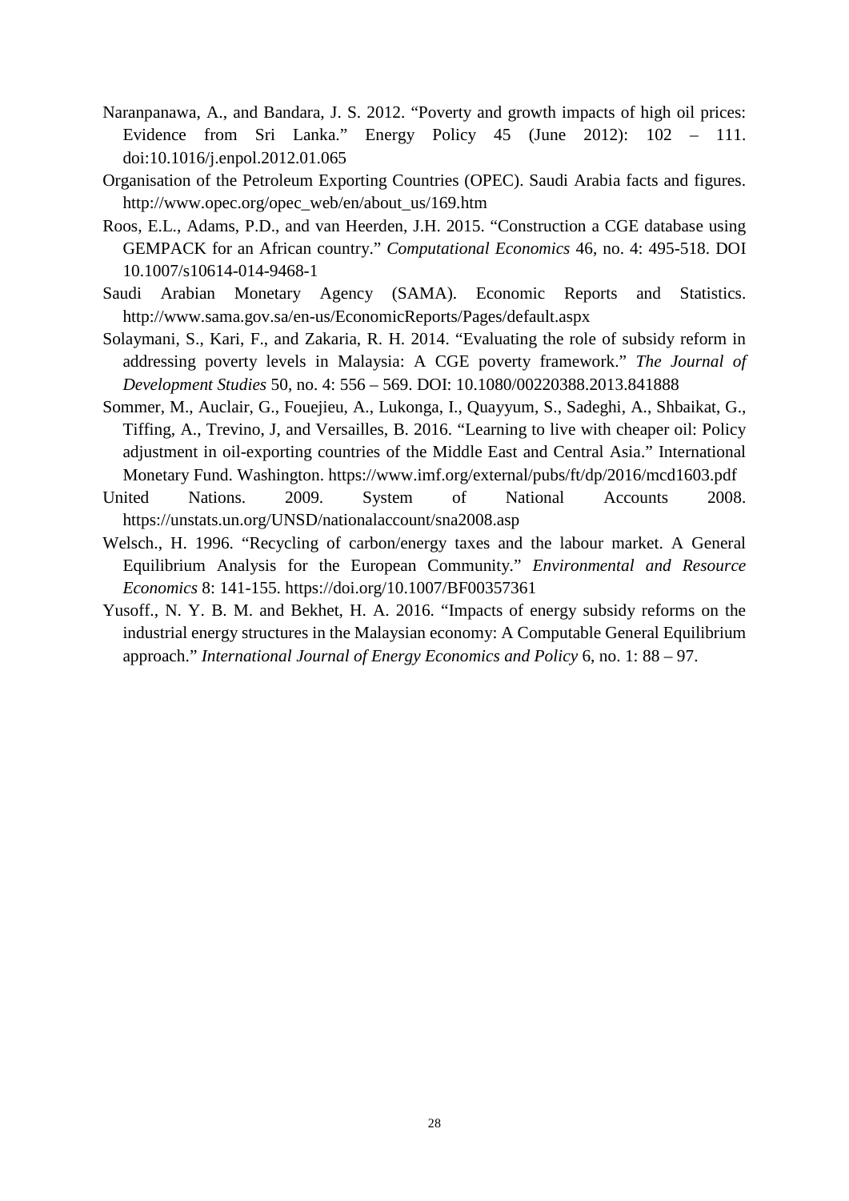Naranpanawa, A., and Bandara, J. S. 2012. "Poverty and growth impacts of high oil prices: Evidence from Sri Lanka." Energy Policy 45 (June 2012): 102 – 111. doi:10.1016/j.enpol.2012.01.065

Organisation of the Petroleum Exporting Countries (OPEC). Saudi Arabia facts and figures. http://www.opec.org/opec_web/en/about_us/169.htm

Roos, E.L., Adams, P.D., and van Heerden, J.H. 2015. "Construction a CGE database using GEMPACK for an African country." *Computational Economics* 46, no. 4: 495-518. DOI 10.1007/s10614-014-9468-1

Saudi Arabian Monetary Agency (SAMA). Economic Reports and Statistics. http://www.sama.gov.sa/en-us/EconomicReports/Pages/default.aspx

Solaymani, S., Kari, F., and Zakaria, R. H. 2014. "Evaluating the role of subsidy reform in addressing poverty levels in Malaysia: A CGE poverty framework." *The Journal of Development Studies* 50, no. 4: 556 – 569. DOI: 10.1080/00220388.2013.841888

Sommer, M., Auclair, G., Fouejieu, A., Lukonga, I., Quayyum, S., Sadeghi, A., Shbaikat, G., Tiffing, A., Trevino, J, and Versailles, B. 2016. "Learning to live with cheaper oil: Policy adjustment in oil-exporting countries of the Middle East and Central Asia." International Monetary Fund. Washington. https://www.imf.org/external/pubs/ft/dp/2016/mcd1603.pdf

United Nations. 2009. System of National Accounts 2008. https://unstats.un.org/UNSD/nationalaccount/sna2008.asp

Welsch., H. 1996. "Recycling of carbon/energy taxes and the labour market. A General Equilibrium Analysis for the European Community." *Environmental and Resource Economics* 8: 141-155. https://doi.org/10.1007/BF00357361

Yusoff., N. Y. B. M. and Bekhet, H. A. 2016. "Impacts of energy subsidy reforms on the industrial energy structures in the Malaysian economy: A Computable General Equilibrium approach." *International Journal of Energy Economics and Policy* 6, no. 1: 88 – 97.